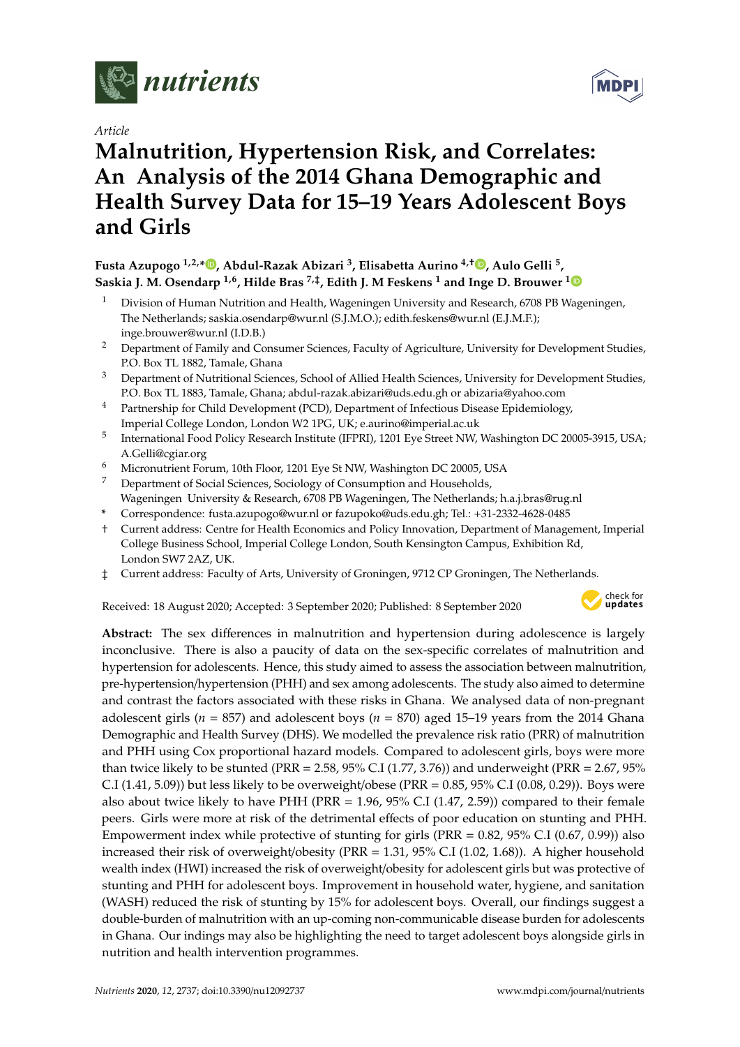*nutrients*

*Article*

# Malnutrition, Hypertension Risk, and Correlates: An Analysis of the 2014 Ghana Demographic and Health Survey Data for 15–19 Years Adolescent Boys and Girls

**Fusta Azupogo [1,2,*], Abdul-Razak Abizari [3], Elisabetta Aurino [4,†], Aulo Gelli [5], Saskia J. M. Osendarp [1,6], Hilde Bras [7,‡], Edith J. M Feskens [1] and Inge D. Brouwer [1]**

1. Division of Human Nutrition and Health, Wageningen University and Research, 6708 PB Wageningen, The Netherlands; saskia.osendarp@wur.nl (S.J.M.O.); edith.feskens@wur.nl (E.J.M.F.); inge.brouwer@wur.nl (I.D.B.)
2. Department of Family and Consumer Sciences, Faculty of Agriculture, University for Development Studies, P.O. Box TL 1882, Tamale, Ghana
3. Department of Nutritional Sciences, School of Allied Health Sciences, University for Development Studies, P.O. Box TL 1883, Tamale, Ghana; abdul-razak.abizari@uds.edu.gh or abizaria@yahoo.com
4. Partnership for Child Development (PCD), Department of Infectious Disease Epidemiology, Imperial College London, London W2 1PG, UK; e.aurino@imperial.ac.uk
5. International Food Policy Research Institute (IFPRI), 1201 Eye Street NW, Washington DC 20005-3915, USA; A.Gelli@cgiar.org
6. Micronutrient Forum, 10th Floor, 1201 Eye St NW, Washington DC 20005, USA
7. Department of Social Sciences, Sociology of Consumption and Households, Wageningen University & Research, 6708 PB Wageningen, The Netherlands; h.a.j.bras@rug.nl

\* Correspondence: fusta.azupogo@wur.nl or fazupoko@uds.edu.gh; Tel.: +31-2332-4628-0485

† Current address: Centre for Health Economics and Policy Innovation, Department of Management, Imperial College Business School, Imperial College London, South Kensington Campus, Exhibition Rd, London SW7 2AZ, UK.

‡ Current address: Faculty of Arts, University of Groningen, 9712 CP Groningen, The Netherlands.

Received: 18 August 2020; Accepted: 3 September 2020; Published: 8 September 2020

**Abstract:** The sex differences in malnutrition and hypertension during adolescence is largely inconclusive. There is also a paucity of data on the sex-specific correlates of malnutrition and hypertension for adolescents. Hence, this study aimed to assess the association between malnutrition, pre-hypertension/hypertension (PHH) and sex among adolescents. The study also aimed to determine and contrast the factors associated with these risks in Ghana. We analysed data of non-pregnant adolescent girls ($n$ = 857) and adolescent boys ($n$ = 870) aged 15–19 years from the 2014 Ghana Demographic and Health Survey (DHS). We modelled the prevalence risk ratio (PRR) of malnutrition and PHH using Cox proportional hazard models. Compared to adolescent girls, boys were more than twice likely to be stunted (PRR = 2.58, 95% C.I (1.77, 3.76)) and underweight (PRR = 2.67, 95% C.I (1.41, 5.09)) but less likely to be overweight/obese (PRR = 0.85, 95% C.I (0.08, 0.29)). Boys were also about twice likely to have PHH (PRR = 1.96, 95% C.I (1.47, 2.59)) compared to their female peers. Girls were more at risk of the detrimental effects of poor education on stunting and PHH. Empowerment index while protective of stunting for girls (PRR = 0.82, 95% C.I (0.67, 0.99)) also increased their risk of overweight/obesity (PRR = 1.31, 95% C.I (1.02, 1.68)). A higher household wealth index (HWI) increased the risk of overweight/obesity for adolescent girls but was protective of stunting and PHH for adolescent boys. Improvement in household water, hygiene, and sanitation (WASH) reduced the risk of stunting by 15% for adolescent boys. Overall, our findings suggest a double-burden of malnutrition with an up-coming non-communicable disease burden for adolescents in Ghana. Our indings may also be highlighting the need to target adolescent boys alongside girls in nutrition and health intervention programmes.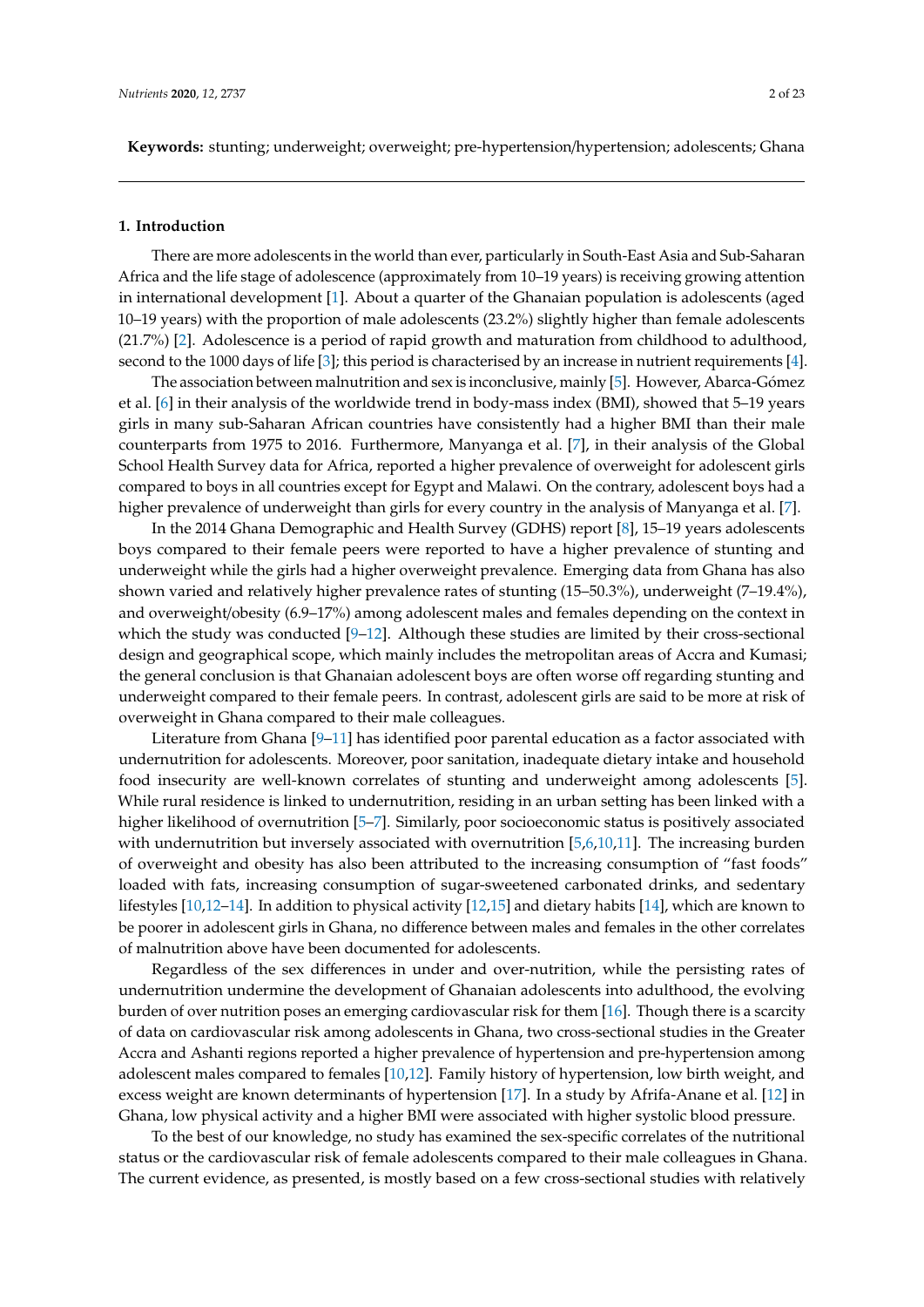**Keywords:** stunting; underweight; overweight; pre-hypertension/hypertension; adolescents; Ghana

---

## 1. Introduction

There are more adolescents in the world than ever, particularly in South-East Asia and Sub-Saharan Africa and the life stage of adolescence (approximately from 10–19 years) is receiving growing attention in international development [1]. About a quarter of the Ghanaian population is adolescents (aged 10–19 years) with the proportion of male adolescents (23.2%) slightly higher than female adolescents (21.7%) [2]. Adolescence is a period of rapid growth and maturation from childhood to adulthood, second to the 1000 days of life [3]; this period is characterised by an increase in nutrient requirements [4].

The association between malnutrition and sex is inconclusive, mainly [5]. However, Abarca-Gómez et al. [6] in their analysis of the worldwide trend in body-mass index (BMI), showed that 5–19 years girls in many sub-Saharan African countries have consistently had a higher BMI than their male counterparts from 1975 to 2016. Furthermore, Manyanga et al. [7], in their analysis of the Global School Health Survey data for Africa, reported a higher prevalence of overweight for adolescent girls compared to boys in all countries except for Egypt and Malawi. On the contrary, adolescent boys had a higher prevalence of underweight than girls for every country in the analysis of Manyanga et al. [7].

In the 2014 Ghana Demographic and Health Survey (GDHS) report [8], 15–19 years adolescents boys compared to their female peers were reported to have a higher prevalence of stunting and underweight while the girls had a higher overweight prevalence. Emerging data from Ghana has also shown varied and relatively higher prevalence rates of stunting (15–50.3%), underweight (7–19.4%), and overweight/obesity (6.9–17%) among adolescent males and females depending on the context in which the study was conducted [9–12]. Although these studies are limited by their cross-sectional design and geographical scope, which mainly includes the metropolitan areas of Accra and Kumasi; the general conclusion is that Ghanaian adolescent boys are often worse off regarding stunting and underweight compared to their female peers. In contrast, adolescent girls are said to be more at risk of overweight in Ghana compared to their male colleagues.

Literature from Ghana [9–11] has identified poor parental education as a factor associated with undernutrition for adolescents. Moreover, poor sanitation, inadequate dietary intake and household food insecurity are well-known correlates of stunting and underweight among adolescents [5]. While rural residence is linked to undernutrition, residing in an urban setting has been linked with a higher likelihood of overnutrition [5–7]. Similarly, poor socioeconomic status is positively associated with undernutrition but inversely associated with overnutrition [5,6,10,11]. The increasing burden of overweight and obesity has also been attributed to the increasing consumption of "fast foods" loaded with fats, increasing consumption of sugar-sweetened carbonated drinks, and sedentary lifestyles [10,12–14]. In addition to physical activity [12,15] and dietary habits [14], which are known to be poorer in adolescent girls in Ghana, no difference between males and females in the other correlates of malnutrition above have been documented for adolescents.

Regardless of the sex differences in under and over-nutrition, while the persisting rates of undernutrition undermine the development of Ghanaian adolescents into adulthood, the evolving burden of over nutrition poses an emerging cardiovascular risk for them [16]. Though there is a scarcity of data on cardiovascular risk among adolescents in Ghana, two cross-sectional studies in the Greater Accra and Ashanti regions reported a higher prevalence of hypertension and pre-hypertension among adolescent males compared to females [10,12]. Family history of hypertension, low birth weight, and excess weight are known determinants of hypertension [17]. In a study by Afrifa-Anane et al. [12] in Ghana, low physical activity and a higher BMI were associated with higher systolic blood pressure.

To the best of our knowledge, no study has examined the sex-specific correlates of the nutritional status or the cardiovascular risk of female adolescents compared to their male colleagues in Ghana. The current evidence, as presented, is mostly based on a few cross-sectional studies with relatively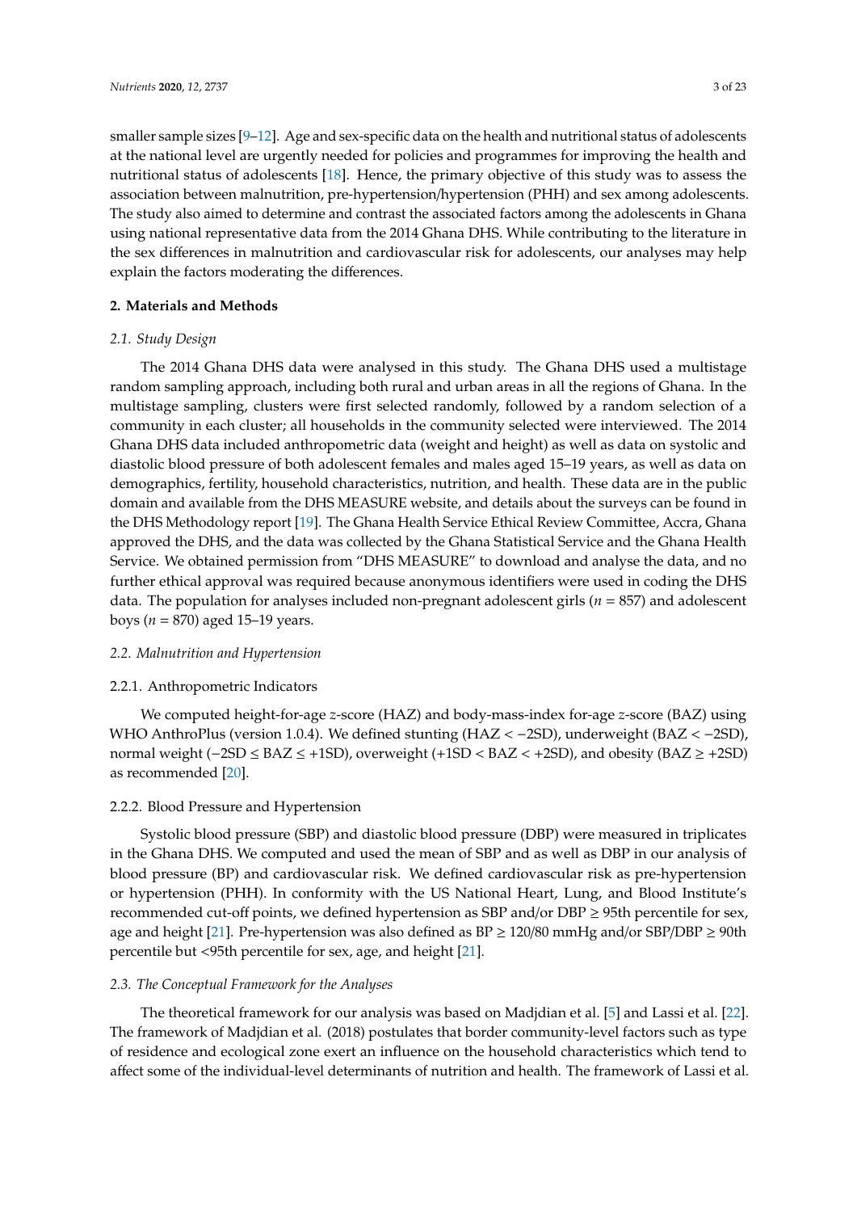smaller sample sizes [9–12]. Age and sex-specific data on the health and nutritional status of adolescents at the national level are urgently needed for policies and programmes for improving the health and nutritional status of adolescents [18]. Hence, the primary objective of this study was to assess the association between malnutrition, pre-hypertension/hypertension (PHH) and sex among adolescents. The study also aimed to determine and contrast the associated factors among the adolescents in Ghana using national representative data from the 2014 Ghana DHS. While contributing to the literature in the sex differences in malnutrition and cardiovascular risk for adolescents, our analyses may help explain the factors moderating the differences.

## 2. Materials and Methods

### 2.1. Study Design

The 2014 Ghana DHS data were analysed in this study. The Ghana DHS used a multistage random sampling approach, including both rural and urban areas in all the regions of Ghana. In the multistage sampling, clusters were first selected randomly, followed by a random selection of a community in each cluster; all households in the community selected were interviewed. The 2014 Ghana DHS data included anthropometric data (weight and height) as well as data on systolic and diastolic blood pressure of both adolescent females and males aged 15–19 years, as well as data on demographics, fertility, household characteristics, nutrition, and health. These data are in the public domain and available from the DHS MEASURE website, and details about the surveys can be found in the DHS Methodology report [19]. The Ghana Health Service Ethical Review Committee, Accra, Ghana approved the DHS, and the data was collected by the Ghana Statistical Service and the Ghana Health Service. We obtained permission from "DHS MEASURE" to download and analyse the data, and no further ethical approval was required because anonymous identifiers were used in coding the DHS data. The population for analyses included non-pregnant adolescent girls ($n$ = 857) and adolescent boys ($n$ = 870) aged 15–19 years.

### 2.2. Malnutrition and Hypertension

#### 2.2.1. Anthropometric Indicators

We computed height-for-age $z$-score (HAZ) and body-mass-index for-age $z$-score (BAZ) using WHO AnthroPlus (version 1.0.4). We defined stunting (HAZ < −2SD), underweight (BAZ < −2SD), normal weight (−2SD ≤ BAZ ≤ +1SD), overweight (+1SD < BAZ < +2SD), and obesity (BAZ ≥ +2SD) as recommended [20].

#### 2.2.2. Blood Pressure and Hypertension

Systolic blood pressure (SBP) and diastolic blood pressure (DBP) were measured in triplicates in the Ghana DHS. We computed and used the mean of SBP and as well as DBP in our analysis of blood pressure (BP) and cardiovascular risk. We defined cardiovascular risk as pre-hypertension or hypertension (PHH). In conformity with the US National Heart, Lung, and Blood Institute's recommended cut-off points, we defined hypertension as SBP and/or DBP ≥ 95th percentile for sex, age and height [21]. Pre-hypertension was also defined as BP ≥ 120/80 mmHg and/or SBP/DBP ≥ 90th percentile but <95th percentile for sex, age, and height [21].

### 2.3. The Conceptual Framework for the Analyses

The theoretical framework for our analysis was based on Madjdian et al. [5] and Lassi et al. [22]. The framework of Madjdian et al. (2018) postulates that border community-level factors such as type of residence and ecological zone exert an influence on the household characteristics which tend to affect some of the individual-level determinants of nutrition and health. The framework of Lassi et al.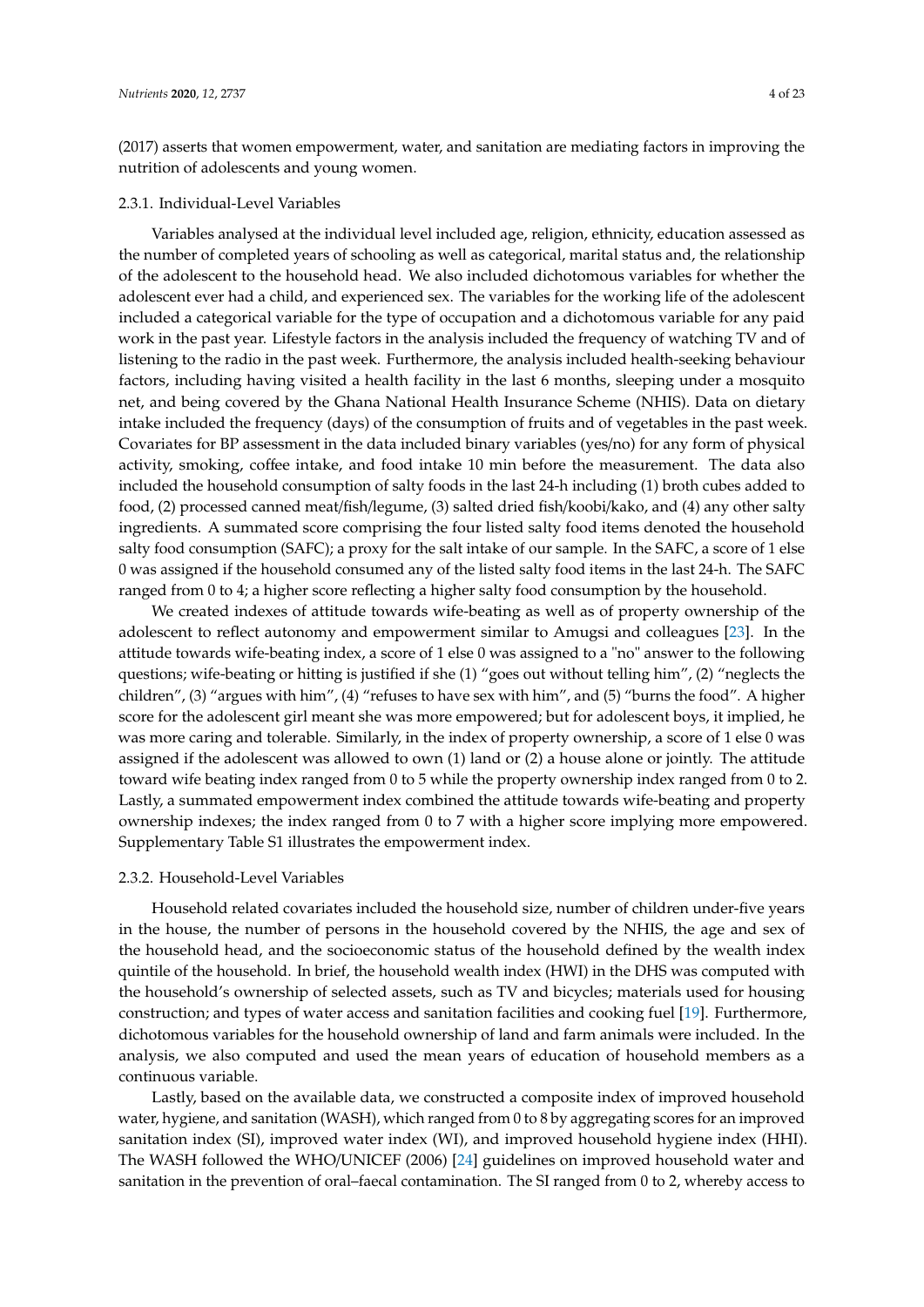(2017) asserts that women empowerment, water, and sanitation are mediating factors in improving the nutrition of adolescents and young women.

### 2.3.1. Individual-Level Variables

Variables analysed at the individual level included age, religion, ethnicity, education assessed as the number of completed years of schooling as well as categorical, marital status and, the relationship of the adolescent to the household head. We also included dichotomous variables for whether the adolescent ever had a child, and experienced sex. The variables for the working life of the adolescent included a categorical variable for the type of occupation and a dichotomous variable for any paid work in the past year. Lifestyle factors in the analysis included the frequency of watching TV and of listening to the radio in the past week. Furthermore, the analysis included health-seeking behaviour factors, including having visited a health facility in the last 6 months, sleeping under a mosquito net, and being covered by the Ghana National Health Insurance Scheme (NHIS). Data on dietary intake included the frequency (days) of the consumption of fruits and of vegetables in the past week. Covariates for BP assessment in the data included binary variables (yes/no) for any form of physical activity, smoking, coffee intake, and food intake 10 min before the measurement. The data also included the household consumption of salty foods in the last 24-h including (1) broth cubes added to food, (2) processed canned meat/fish/legume, (3) salted dried fish/koobi/kako, and (4) any other salty ingredients. A summated score comprising the four listed salty food items denoted the household salty food consumption (SAFC); a proxy for the salt intake of our sample. In the SAFC, a score of 1 else 0 was assigned if the household consumed any of the listed salty food items in the last 24-h. The SAFC ranged from 0 to 4; a higher score reflecting a higher salty food consumption by the household.

We created indexes of attitude towards wife-beating as well as of property ownership of the adolescent to reflect autonomy and empowerment similar to Amugsi and colleagues [23]. In the attitude towards wife-beating index, a score of 1 else 0 was assigned to a "no" answer to the following questions; wife-beating or hitting is justified if she (1) "goes out without telling him", (2) "neglects the children", (3) "argues with him", (4) "refuses to have sex with him", and (5) "burns the food". A higher score for the adolescent girl meant she was more empowered; but for adolescent boys, it implied, he was more caring and tolerable. Similarly, in the index of property ownership, a score of 1 else 0 was assigned if the adolescent was allowed to own (1) land or (2) a house alone or jointly. The attitude toward wife beating index ranged from 0 to 5 while the property ownership index ranged from 0 to 2. Lastly, a summated empowerment index combined the attitude towards wife-beating and property ownership indexes; the index ranged from 0 to 7 with a higher score implying more empowered. Supplementary Table S1 illustrates the empowerment index.

### 2.3.2. Household-Level Variables

Household related covariates included the household size, number of children under-five years in the house, the number of persons in the household covered by the NHIS, the age and sex of the household head, and the socioeconomic status of the household defined by the wealth index quintile of the household. In brief, the household wealth index (HWI) in the DHS was computed with the household's ownership of selected assets, such as TV and bicycles; materials used for housing construction; and types of water access and sanitation facilities and cooking fuel [19]. Furthermore, dichotomous variables for the household ownership of land and farm animals were included. In the analysis, we also computed and used the mean years of education of household members as a continuous variable.

Lastly, based on the available data, we constructed a composite index of improved household water, hygiene, and sanitation (WASH), which ranged from 0 to 8 by aggregating scores for an improved sanitation index (SI), improved water index (WI), and improved household hygiene index (HHI). The WASH followed the WHO/UNICEF (2006) [24] guidelines on improved household water and sanitation in the prevention of oral–faecal contamination. The SI ranged from 0 to 2, whereby access to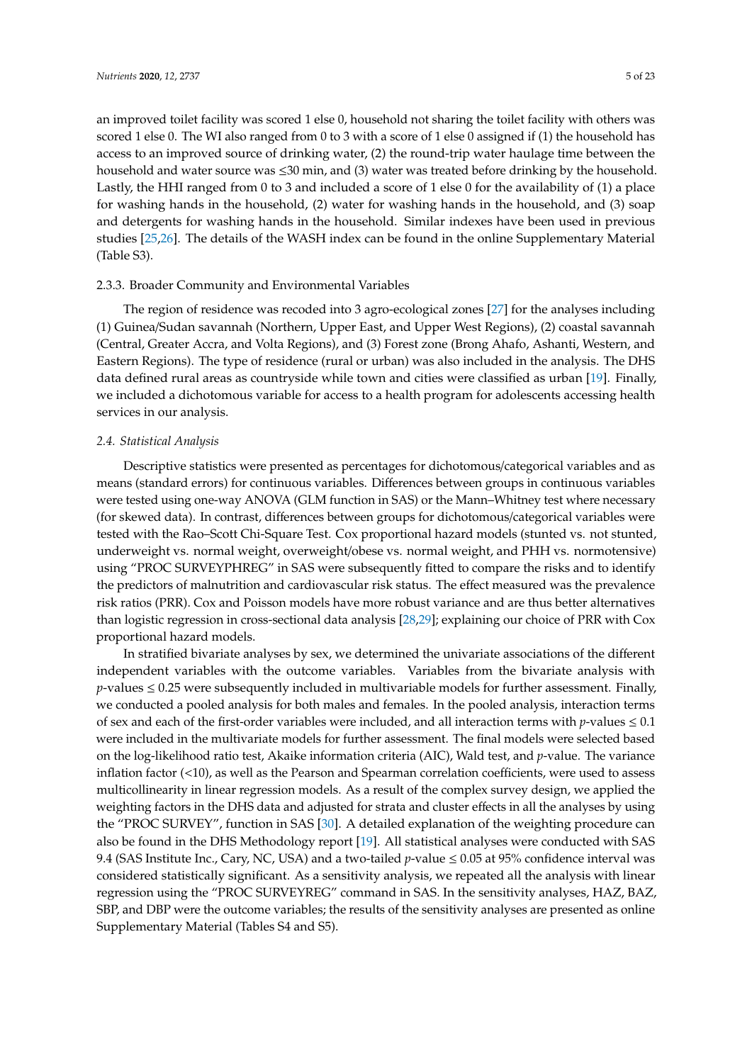an improved toilet facility was scored 1 else 0, household not sharing the toilet facility with others was scored 1 else 0. The WI also ranged from 0 to 3 with a score of 1 else 0 assigned if (1) the household has access to an improved source of drinking water, (2) the round-trip water haulage time between the household and water source was ≤30 min, and (3) water was treated before drinking by the household. Lastly, the HHI ranged from 0 to 3 and included a score of 1 else 0 for the availability of (1) a place for washing hands in the household, (2) water for washing hands in the household, and (3) soap and detergents for washing hands in the household. Similar indexes have been used in previous studies [25,26]. The details of the WASH index can be found in the online Supplementary Material (Table S3).

#### 2.3.3. Broader Community and Environmental Variables

The region of residence was recoded into 3 agro-ecological zones [27] for the analyses including (1) Guinea/Sudan savannah (Northern, Upper East, and Upper West Regions), (2) coastal savannah (Central, Greater Accra, and Volta Regions), and (3) Forest zone (Brong Ahafo, Ashanti, Western, and Eastern Regions). The type of residence (rural or urban) was also included in the analysis. The DHS data defined rural areas as countryside while town and cities were classified as urban [19]. Finally, we included a dichotomous variable for access to a health program for adolescents accessing health services in our analysis.

### *2.4. Statistical Analysis*

Descriptive statistics were presented as percentages for dichotomous/categorical variables and as means (standard errors) for continuous variables. Differences between groups in continuous variables were tested using one-way ANOVA (GLM function in SAS) or the Mann–Whitney test where necessary (for skewed data). In contrast, differences between groups for dichotomous/categorical variables were tested with the Rao–Scott Chi-Square Test. Cox proportional hazard models (stunted vs. not stunted, underweight vs. normal weight, overweight/obese vs. normal weight, and PHH vs. normotensive) using "PROC SURVEYPHREG" in SAS were subsequently fitted to compare the risks and to identify the predictors of malnutrition and cardiovascular risk status. The effect measured was the prevalence risk ratios (PRR). Cox and Poisson models have more robust variance and are thus better alternatives than logistic regression in cross-sectional data analysis [28,29]; explaining our choice of PRR with Cox proportional hazard models.

In stratified bivariate analyses by sex, we determined the univariate associations of the different independent variables with the outcome variables. Variables from the bivariate analysis with $p$-values $\leq 0.25$ were subsequently included in multivariable models for further assessment. Finally, we conducted a pooled analysis for both males and females. In the pooled analysis, interaction terms of sex and each of the first-order variables were included, and all interaction terms with $p$-values $\leq 0.1$ were included in the multivariate models for further assessment. The final models were selected based on the log-likelihood ratio test, Akaike information criteria (AIC), Wald test, and $p$-value. The variance inflation factor (<10), as well as the Pearson and Spearman correlation coefficients, were used to assess multicollinearity in linear regression models. As a result of the complex survey design, we applied the weighting factors in the DHS data and adjusted for strata and cluster effects in all the analyses by using the "PROC SURVEY", function in SAS [30]. A detailed explanation of the weighting procedure can also be found in the DHS Methodology report [19]. All statistical analyses were conducted with SAS 9.4 (SAS Institute Inc., Cary, NC, USA) and a two-tailed $p$-value $\leq 0.05$ at 95% confidence interval was considered statistically significant. As a sensitivity analysis, we repeated all the analysis with linear regression using the "PROC SURVEYREG" command in SAS. In the sensitivity analyses, HAZ, BAZ, SBP, and DBP were the outcome variables; the results of the sensitivity analyses are presented as online Supplementary Material (Tables S4 and S5).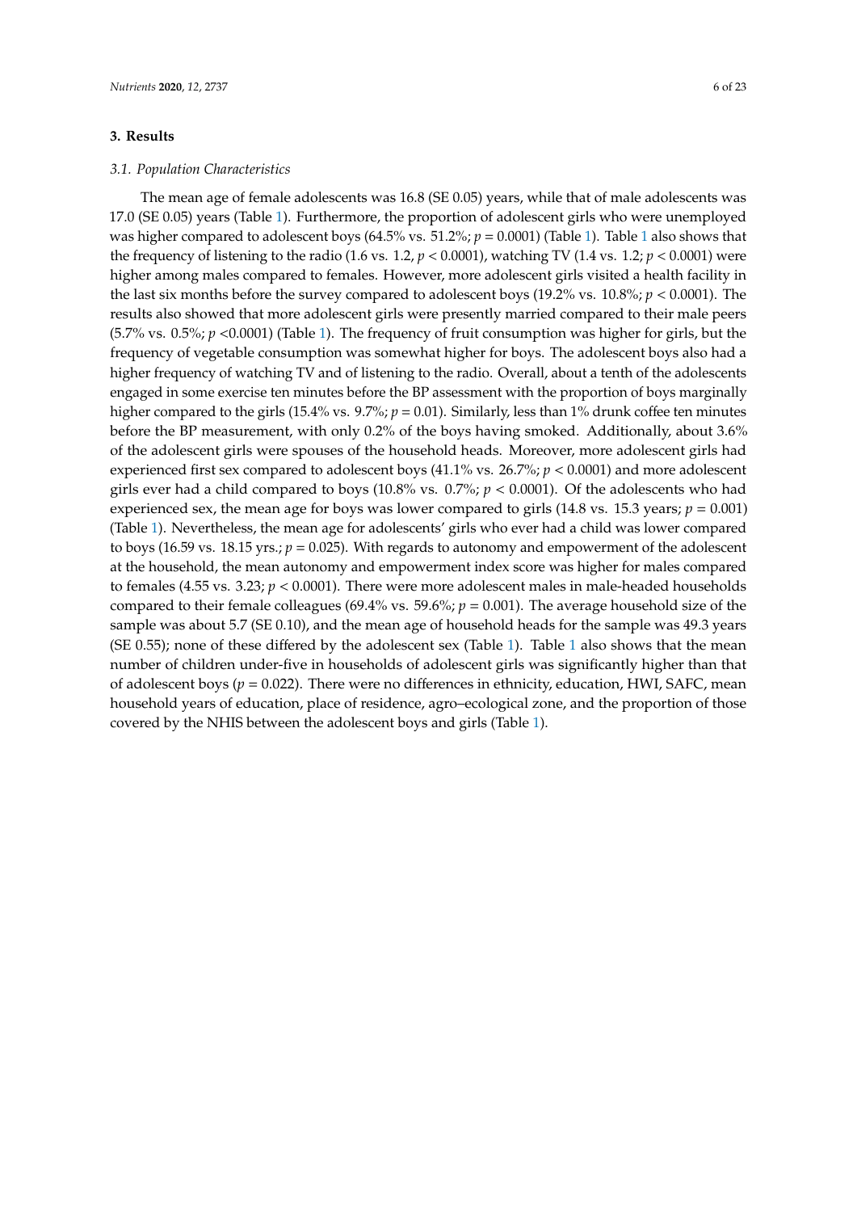## 3. Results

### 3.1. Population Characteristics

The mean age of female adolescents was 16.8 (SE 0.05) years, while that of male adolescents was 17.0 (SE 0.05) years (Table 1). Furthermore, the proportion of adolescent girls who were unemployed was higher compared to adolescent boys (64.5% vs. 51.2%; $p = 0.0001$) (Table 1). Table 1 also shows that the frequency of listening to the radio (1.6 vs. 1.2, $p < 0.0001$), watching TV (1.4 vs. 1.2; $p < 0.0001$) were higher among males compared to females. However, more adolescent girls visited a health facility in the last six months before the survey compared to adolescent boys (19.2% vs. 10.8%; $p < 0.0001$). The results also showed that more adolescent girls were presently married compared to their male peers (5.7% vs. 0.5%; $p < 0.0001$) (Table 1). The frequency of fruit consumption was higher for girls, but the frequency of vegetable consumption was somewhat higher for boys. The adolescent boys also had a higher frequency of watching TV and of listening to the radio. Overall, about a tenth of the adolescents engaged in some exercise ten minutes before the BP assessment with the proportion of boys marginally higher compared to the girls (15.4% vs. 9.7%; $p = 0.01$). Similarly, less than 1% drunk coffee ten minutes before the BP measurement, with only 0.2% of the boys having smoked. Additionally, about 3.6% of the adolescent girls were spouses of the household heads. Moreover, more adolescent girls had experienced first sex compared to adolescent boys (41.1% vs. 26.7%; $p < 0.0001$) and more adolescent girls ever had a child compared to boys (10.8% vs. 0.7%; $p < 0.0001$). Of the adolescents who had experienced sex, the mean age for boys was lower compared to girls (14.8 vs. 15.3 years; $p = 0.001$) (Table 1). Nevertheless, the mean age for adolescents' girls who ever had a child was lower compared to boys (16.59 vs. 18.15 yrs.; $p = 0.025$). With regards to autonomy and empowerment of the adolescent at the household, the mean autonomy and empowerment index score was higher for males compared to females (4.55 vs. 3.23; $p < 0.0001$). There were more adolescent males in male-headed households compared to their female colleagues (69.4% vs. 59.6%; $p = 0.001$). The average household size of the sample was about 5.7 (SE 0.10), and the mean age of household heads for the sample was 49.3 years (SE 0.55); none of these differed by the adolescent sex (Table 1). Table 1 also shows that the mean number of children under-five in households of adolescent girls was significantly higher than that of adolescent boys ($p = 0.022$). There were no differences in ethnicity, education, HWI, SAFC, mean household years of education, place of residence, agro–ecological zone, and the proportion of those covered by the NHIS between the adolescent boys and girls (Table 1).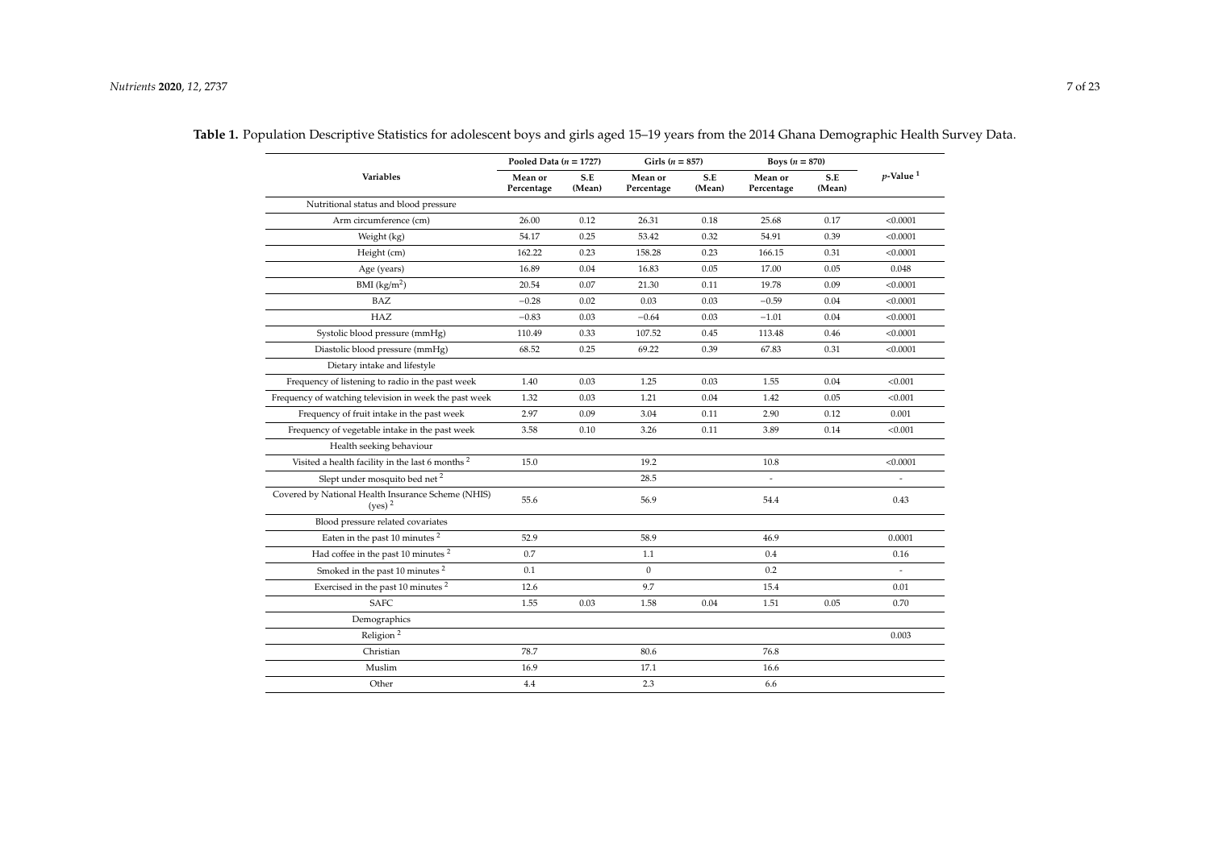**Table 1.** Population Descriptive Statistics for adolescent boys and girls aged 15–19 years from the 2014 Ghana Demographic Health Survey Data.

| Variables | Pooled Data ($n$ = 1727) | | Girls ($n$ = 857) | | Boys ($n$ = 870) | | $p$-Value [1] |
|---|---|---|---|---|---|---|---|
| | Mean or Percentage | S.E (Mean) | Mean or Percentage | S.E (Mean) | Mean or Percentage | S.E (Mean) | |
| Nutritional status and blood pressure | | | | | | | |
| Arm circumference (cm) | 26.00 | 0.12 | 26.31 | 0.18 | 25.68 | 0.17 | <0.0001 |
| Weight (kg) | 54.17 | 0.25 | 53.42 | 0.32 | 54.91 | 0.39 | <0.0001 |
| Height (cm) | 162.22 | 0.23 | 158.28 | 0.23 | 166.15 | 0.31 | <0.0001 |
| Age (years) | 16.89 | 0.04 | 16.83 | 0.05 | 17.00 | 0.05 | 0.048 |
| BMI (kg/m$^2$) | 20.54 | 0.07 | 21.30 | 0.11 | 19.78 | 0.09 | <0.0001 |
| BAZ | −0.28 | 0.02 | 0.03 | 0.03 | −0.59 | 0.04 | <0.0001 |
| HAZ | −0.83 | 0.03 | −0.64 | 0.03 | −1.01 | 0.04 | <0.0001 |
| Systolic blood pressure (mmHg) | 110.49 | 0.33 | 107.52 | 0.45 | 113.48 | 0.46 | <0.0001 |
| Diastolic blood pressure (mmHg) | 68.52 | 0.25 | 69.22 | 0.39 | 67.83 | 0.31 | <0.0001 |
| Dietary intake and lifestyle | | | | | | | |
| Frequency of listening to radio in the past week | 1.40 | 0.03 | 1.25 | 0.03 | 1.55 | 0.04 | <0.001 |
| Frequency of watching television in week the past week | 1.32 | 0.03 | 1.21 | 0.04 | 1.42 | 0.05 | <0.001 |
| Frequency of fruit intake in the past week | 2.97 | 0.09 | 3.04 | 0.11 | 2.90 | 0.12 | 0.001 |
| Frequency of vegetable intake in the past week | 3.58 | 0.10 | 3.26 | 0.11 | 3.89 | 0.14 | <0.001 |
| Health seeking behaviour | | | | | | | |
| Visited a health facility in the last 6 months [2] | 15.0 | | 19.2 | | 10.8 | | <0.0001 |
| Slept under mosquito bed net [2] | | | 28.5 | | - | | - |
| Covered by National Health Insurance Scheme (NHIS) (yes) [2] | 55.6 | | 56.9 | | 54.4 | | 0.43 |
| Blood pressure related covariates | | | | | | | |
| Eaten in the past 10 minutes [2] | 52.9 | | 58.9 | | 46.9 | | 0.0001 |
| Had coffee in the past 10 minutes [2] | 0.7 | | 1.1 | | 0.4 | | 0.16 |
| Smoked in the past 10 minutes [2] | 0.1 | | 0 | | 0.2 | | - |
| Exercised in the past 10 minutes [2] | 12.6 | | 9.7 | | 15.4 | | 0.01 |
| SAFC | 1.55 | 0.03 | 1.58 | 0.04 | 1.51 | 0.05 | 0.70 |
| Demographics | | | | | | | |
| Religion [2] | | | | | | | 0.003 |
| Christian | 78.7 | | 80.6 | | 76.8 | | |
| Muslim | 16.9 | | 17.1 | | 16.6 | | |
| Other | 4.4 | | 2.3 | | 6.6 | | |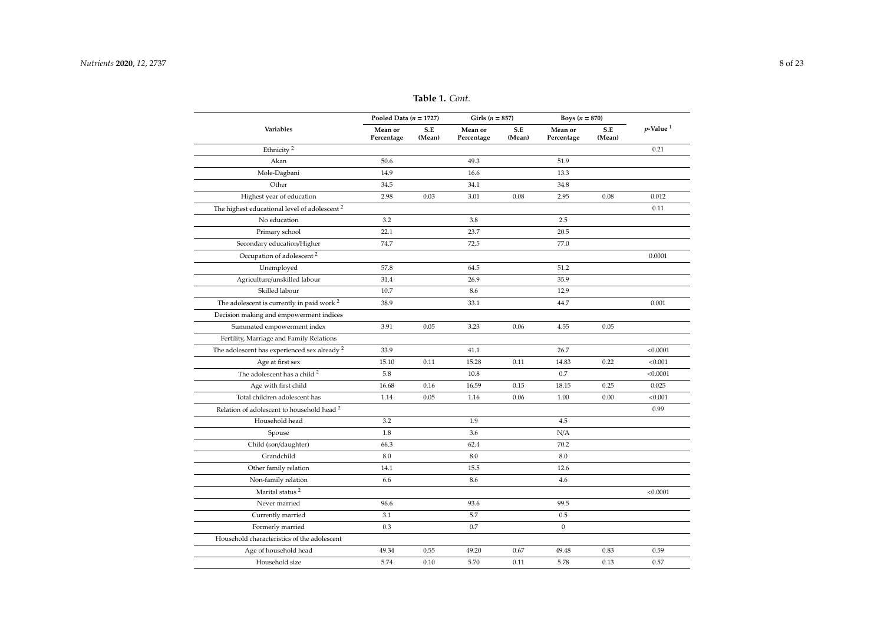**Table 1.** *Cont.*

| Variables | Pooled Data ($n$ = 1727) | | Girls ($n$ = 857) | | Boys ($n$ = 870) | | $p$-Value [1] |
|---|---|---|---|---|---|---|---|
| | Mean or Percentage | S.E (Mean) | Mean or Percentage | S.E (Mean) | Mean or Percentage | S.E (Mean) | |
| Ethnicity [2] | | | | | | | 0.21 |
| Akan | 50.6 | | 49.3 | | 51.9 | | |
| Mole-Dagbani | 14.9 | | 16.6 | | 13.3 | | |
| Other | 34.5 | | 34.1 | | 34.8 | | |
| Highest year of education | 2.98 | 0.03 | 3.01 | 0.08 | 2.95 | 0.08 | 0.012 |
| The highest educational level of adolescent [2] | | | | | | | 0.11 |
| No education | 3.2 | | 3.8 | | 2.5 | | |
| Primary school | 22.1 | | 23.7 | | 20.5 | | |
| Secondary education/Higher | 74.7 | | 72.5 | | 77.0 | | |
| Occupation of adolescent [2] | | | | | | | 0.0001 |
| Unemployed | 57.8 | | 64.5 | | 51.2 | | |
| Agriculture/unskilled labour | 31.4 | | 26.9 | | 35.9 | | |
| Skilled labour | 10.7 | | 8.6 | | 12.9 | | |
| The adolescent is currently in paid work [2] | 38.9 | | 33.1 | | 44.7 | | 0.001 |
| Decision making and empowerment indices | | | | | | | |
| Summated empowerment index | 3.91 | 0.05 | 3.23 | 0.06 | 4.55 | 0.05 | |
| Fertility, Marriage and Family Relations | | | | | | | |
| The adolescent has experienced sex already [2] | 33.9 | | 41.1 | | 26.7 | | <0.0001 |
| Age at first sex | 15.10 | 0.11 | 15.28 | 0.11 | 14.83 | 0.22 | <0.001 |
| The adolescent has a child [2] | 5.8 | | 10.8 | | 0.7 | | <0.0001 |
| Age with first child | 16.68 | 0.16 | 16.59 | 0.15 | 18.15 | 0.25 | 0.025 |
| Total children adolescent has | 1.14 | 0.05 | 1.16 | 0.06 | 1.00 | 0.00 | <0.001 |
| Relation of adolescent to household head [2] | | | | | | | 0.99 |
| Household head | 3.2 | | 1.9 | | 4.5 | | |
| Spouse | 1.8 | | 3.6 | | N/A | | |
| Child (son/daughter) | 66.3 | | 62.4 | | 70.2 | | |
| Grandchild | 8.0 | | 8.0 | | 8.0 | | |
| Other family relation | 14.1 | | 15.5 | | 12.6 | | |
| Non-family relation | 6.6 | | 8.6 | | 4.6 | | |
| Marital status [2] | | | | | | | <0.0001 |
| Never married | 96.6 | | 93.6 | | 99.5 | | |
| Currently married | 3.1 | | 5.7 | | 0.5 | | |
| Formerly married | 0.3 | | 0.7 | | 0 | | |
| Household characteristics of the adolescent | | | | | | | |
| Age of household head | 49.34 | 0.55 | 49.20 | 0.67 | 49.48 | 0.83 | 0.59 |
| Household size | 5.74 | 0.10 | 5.70 | 0.11 | 5.78 | 0.13 | 0.57 |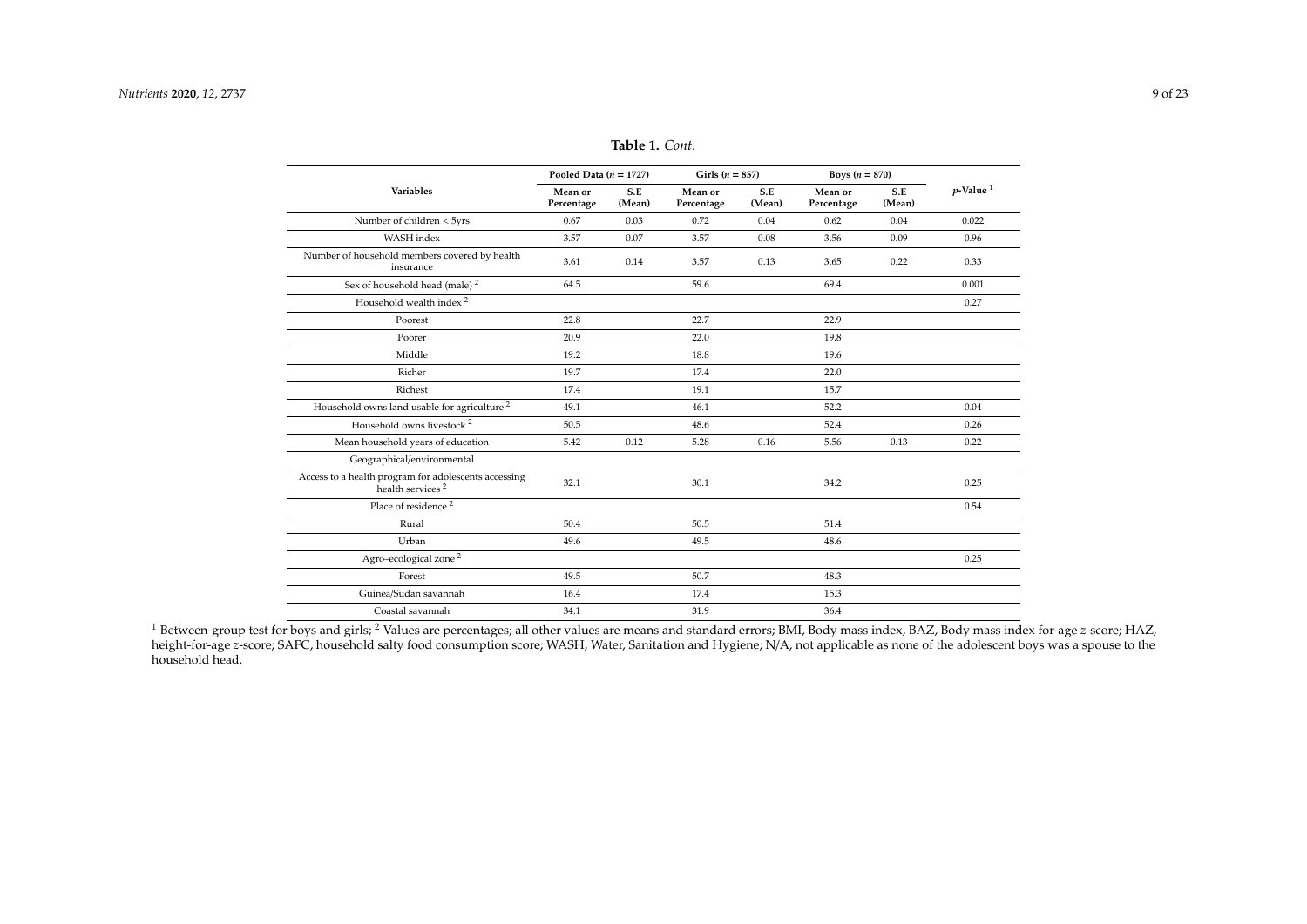**Table 1.** *Cont.*

| Variables | Pooled Data ($n$ = 1727) | | Girls ($n$ = 857) | | Boys ($n$ = 870) | | $p$-Value [1] |
|---|---|---|---|---|---|---|---|
| | Mean or Percentage | S.E (Mean) | Mean or Percentage | S.E (Mean) | Mean or Percentage | S.E (Mean) | |
| Number of children < 5yrs | 0.67 | 0.03 | 0.72 | 0.04 | 0.62 | 0.04 | 0.022 |
| WASH index | 3.57 | 0.07 | 3.57 | 0.08 | 3.56 | 0.09 | 0.96 |
| Number of household members covered by health insurance | 3.61 | 0.14 | 3.57 | 0.13 | 3.65 | 0.22 | 0.33 |
| Sex of household head (male) [2] | 64.5 | | 59.6 | | 69.4 | | 0.001 |
| Household wealth index [2] | | | | | | | 0.27 |
| Poorest | 22.8 | | 22.7 | | 22.9 | | |
| Poorer | 20.9 | | 22.0 | | 19.8 | | |
| Middle | 19.2 | | 18.8 | | 19.6 | | |
| Richer | 19.7 | | 17.4 | | 22.0 | | |
| Richest | 17.4 | | 19.1 | | 15.7 | | |
| Household owns land usable for agriculture [2] | 49.1 | | 46.1 | | 52.2 | | 0.04 |
| Household owns livestock [2] | 50.5 | | 48.6 | | 52.4 | | 0.26 |
| Mean household years of education | 5.42 | 0.12 | 5.28 | 0.16 | 5.56 | 0.13 | 0.22 |
| Geographical/environmental | | | | | | | |
| Access to a health program for adolescents accessing health services [2] | 32.1 | | 30.1 | | 34.2 | | 0.25 |
| Place of residence [2] | | | | | | | 0.54 |
| Rural | 50.4 | | 50.5 | | 51.4 | | |
| Urban | 49.6 | | 49.5 | | 48.6 | | |
| Agro–ecological zone [2] | | | | | | | 0.25 |
| Forest | 49.5 | | 50.7 | | 48.3 | | |
| Guinea/Sudan savannah | 16.4 | | 17.4 | | 15.3 | | |
| Coastal savannah | 34.1 | | 31.9 | | 36.4 | | |

[1] Between-group test for boys and girls; [2] Values are percentages; all other values are means and standard errors; BMI, Body mass index, BAZ, Body mass index for-age $z$-score; HAZ, height-for-age $z$-score; SAFC, household salty food consumption score; WASH, Water, Sanitation and Hygiene; N/A, not applicable as none of the adolescent boys was a spouse to the household head.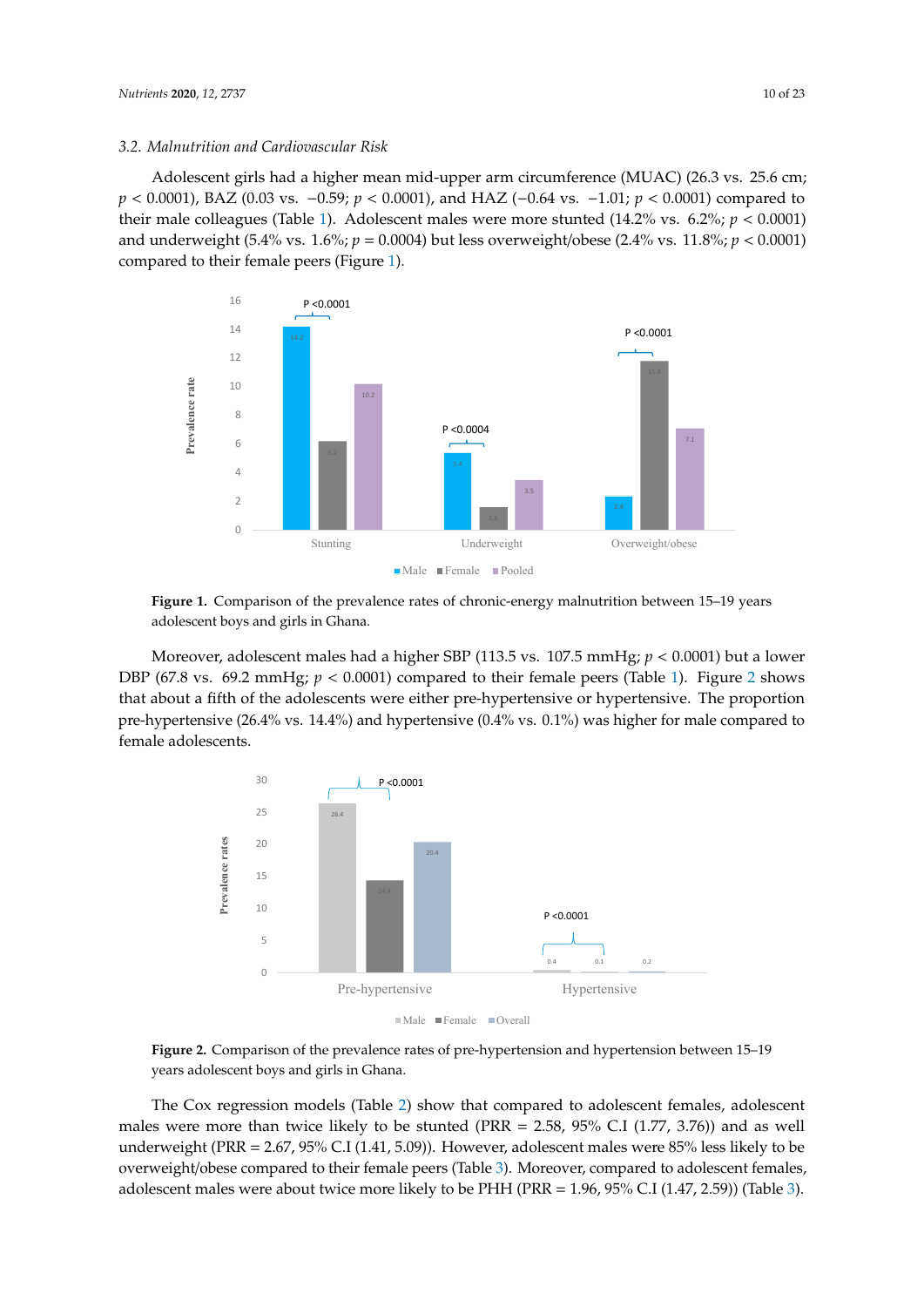### 3.2. Malnutrition and Cardiovascular Risk

Adolescent girls had a higher mean mid-upper arm circumference (MUAC) (26.3 vs. 25.6 cm; $p < 0.0001$), BAZ (0.03 vs. −0.59; $p < 0.0001$), and HAZ (−0.64 vs. −1.01; $p < 0.0001$) compared to their male colleagues (Table 1). Adolescent males were more stunted (14.2% vs. 6.2%; $p < 0.0001$) and underweight (5.4% vs. 1.6%; $p = 0.0004$) but less overweight/obese (2.4% vs. 11.8%; $p < 0.0001$) compared to their female peers (Figure 1).

**Figure 1.** Comparison of the prevalence rates of chronic-energy malnutrition between 15–19 years adolescent boys and girls in Ghana.

Moreover, adolescent males had a higher SBP (113.5 vs. 107.5 mmHg; $p < 0.0001$) but a lower DBP (67.8 vs. 69.2 mmHg; $p < 0.0001$) compared to their female peers (Table 1). Figure 2 shows that about a fifth of the adolescents were either pre-hypertensive or hypertensive. The proportion pre-hypertensive (26.4% vs. 14.4%) and hypertensive (0.4% vs. 0.1%) was higher for male compared to female adolescents.

**Figure 2.** Comparison of the prevalence rates of pre-hypertension and hypertension between 15–19 years adolescent boys and girls in Ghana.

The Cox regression models (Table 2) show that compared to adolescent females, adolescent males were more than twice likely to be stunted (PRR = 2.58, 95% C.I (1.77, 3.76)) and as well underweight (PRR = 2.67, 95% C.I (1.41, 5.09)). However, adolescent males were 85% less likely to be overweight/obese compared to their female peers (Table 3). Moreover, compared to adolescent females, adolescent males were about twice more likely to be PHH (PRR = 1.96, 95% C.I (1.47, 2.59)) (Table 3).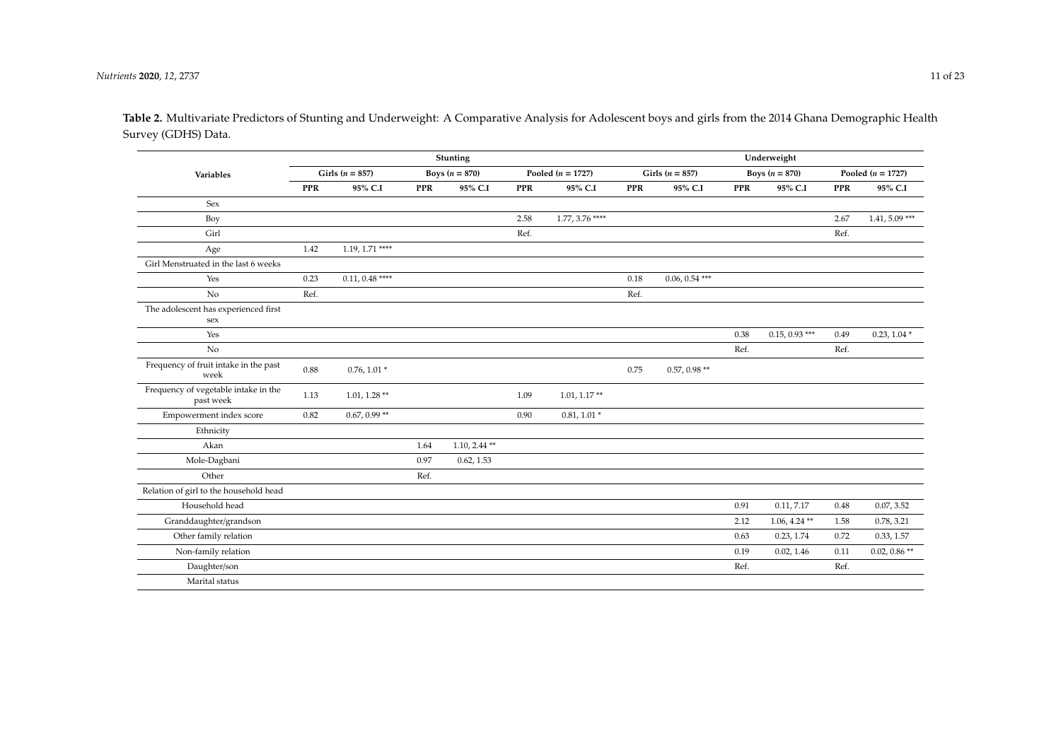**Table 2.** Multivariate Predictors of Stunting and Underweight: A Comparative Analysis for Adolescent boys and girls from the 2014 Ghana Demographic Health Survey (GDHS) Data.

| Variables | Stunting | | | | | | Underweight | | | | | |
|---|---|---|---|---|---|---|---|---|---|---|---|---|
| | Girls (*n* = 857) | | Boys (*n* = 870) | | Pooled (*n* = 1727) | | Girls (*n* = 857) | | Boys (*n* = 870) | | Pooled (*n* = 1727) | |
| | PPR | 95% C.I | PPR | 95% C.I | PPR | 95% C.I | PPR | 95% C.I | PPR | 95% C.I | PPR | 95% C.I |
| Sex | | | | | | | | | | | | |
| Boy | | | | | 2.58 | 1.77, 3.76 **** | | | | | 2.67 | 1.41, 5.09 *** |
| Girl | | | | | Ref. | | | | | | Ref. | |
| Age | 1.42 | 1.19, 1.71 **** | | | | | | | | | | |
| Girl Menstruated in the last 6 weeks | | | | | | | | | | | | |
| Yes | 0.23 | 0.11, 0.48 **** | | | | | 0.18 | 0.06, 0.54 *** | | | | |
| No | Ref. | | | | | | Ref. | | | | | |
| The adolescent has experienced first sex | | | | | | | | | | | | |
| Yes | | | | | | | | | 0.38 | 0.15, 0.93 *** | 0.49 | 0.23, 1.04 * |
| No | | | | | | | | | Ref. | | Ref. | |
| Frequency of fruit intake in the past week | 0.88 | 0.76, 1.01 * | | | | | 0.75 | 0.57, 0.98 ** | | | | |
| Frequency of vegetable intake in the past week | 1.13 | 1.01, 1.28 ** | | | 1.09 | 1.01, 1.17 ** | | | | | | |
| Empowerment index score | 0.82 | 0.67, 0.99 ** | | | 0.90 | 0.81, 1.01 * | | | | | | |
| Ethnicity | | | | | | | | | | | | |
| Akan | | | 1.64 | 1.10, 2.44 ** | | | | | | | | |
| Mole-Dagbani | | | 0.97 | 0.62, 1.53 | | | | | | | | |
| Other | | | Ref. | | | | | | | | | |
| Relation of girl to the household head | | | | | | | | | | | | |
| Household head | | | | | | | | | 0.91 | 0.11, 7.17 | 0.48 | 0.07, 3.52 |
| Granddaughter/grandson | | | | | | | | | 2.12 | 1.06, 4.24 ** | 1.58 | 0.78, 3.21 |
| Other family relation | | | | | | | | | 0.63 | 0.23, 1.74 | 0.72 | 0.33, 1.57 |
| Non-family relation | | | | | | | | | 0.19 | 0.02, 1.46 | 0.11 | 0.02, 0.86 ** |
| Daughter/son | | | | | | | | | Ref. | | Ref. | |
| Marital status | | | | | | | | | | | | |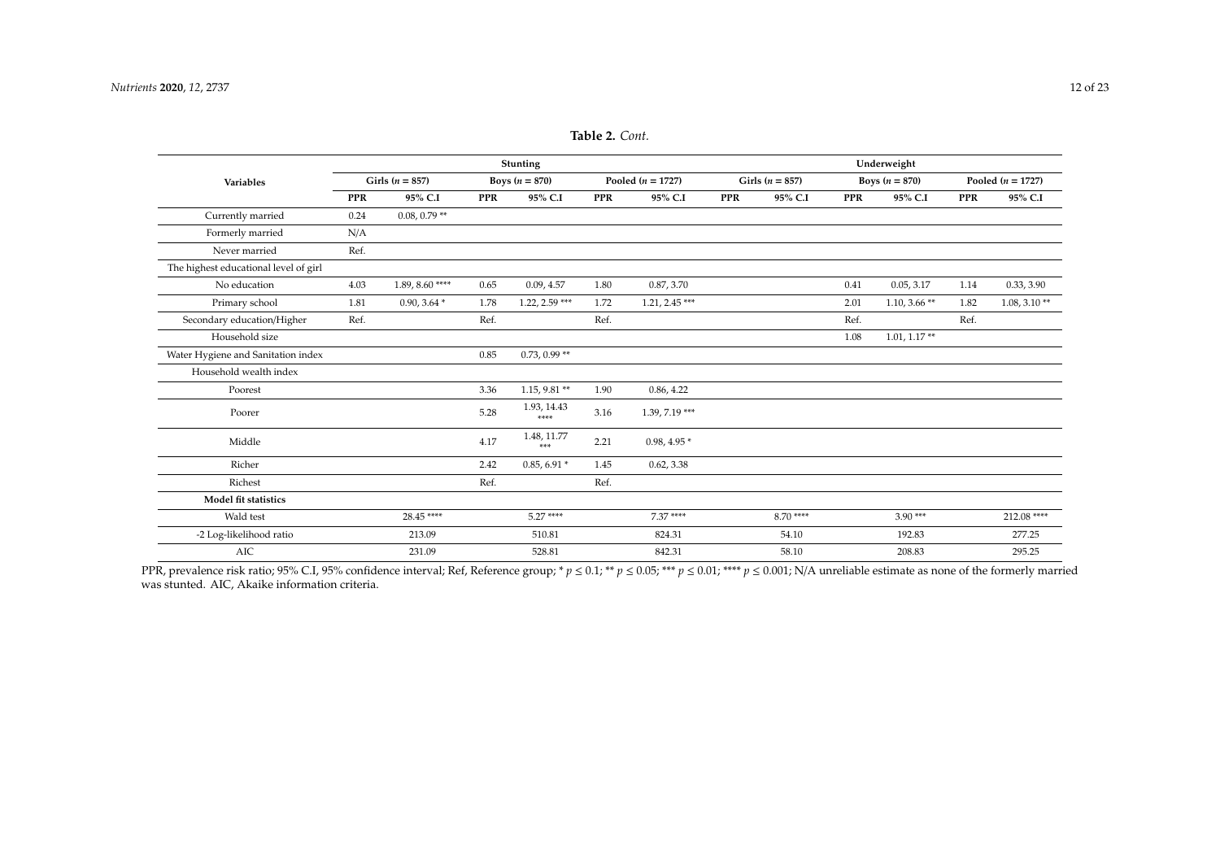**Table 2.** *Cont.*

| Variables | Stunting | | | | | | Underweight | | | | | |
|---|---|---|---|---|---|---|---|---|---|---|---|---|
| | Girls ($n$ = 857) | | Boys ($n$ = 870) | | Pooled ($n$ = 1727) | | Girls ($n$ = 857) | | Boys ($n$ = 870) | | Pooled ($n$ = 1727) | |
| | PPR | 95% C.I | PPR | 95% C.I | PPR | 95% C.I | PPR | 95% C.I | PPR | 95% C.I | PPR | 95% C.I |
| Currently married | 0.24 | 0.08, 0.79 ** | | | | | | | | | | |
| Formerly married | N/A | | | | | | | | | | | |
| Never married | Ref. | | | | | | | | | | | |
| The highest educational level of girl | | | | | | | | | | | | |
| No education | 4.03 | 1.89, 8.60 **** | 0.65 | 0.09, 4.57 | 1.80 | 0.87, 3.70 | | | 0.41 | 0.05, 3.17 | 1.14 | 0.33, 3.90 |
| Primary school | 1.81 | 0.90, 3.64 * | 1.78 | 1.22, 2.59 *** | 1.72 | 1.21, 2.45 *** | | | 2.01 | 1.10, 3.66 ** | 1.82 | 1.08, 3.10 ** |
| Secondary education/Higher | Ref. | | Ref. | | Ref. | | | | Ref. | | Ref. | |
| Household size | | | | | | | | | 1.08 | 1.01, 1.17 ** | | |
| Water Hygiene and Sanitation index | | | 0.85 | 0.73, 0.99 ** | | | | | | | | |
| Household wealth index | | | | | | | | | | | | |
| Poorest | | | 3.36 | 1.15, 9.81 ** | 1.90 | 0.86, 4.22 | | | | | | |
| Poorer | | | 5.28 | 1.93, 14.43 **** | 3.16 | 1.39, 7.19 *** | | | | | | |
| Middle | | | 4.17 | 1.48, 11.77 *** | 2.21 | 0.98, 4.95 * | | | | | | |
| Richer | | | 2.42 | 0.85, 6.91 * | 1.45 | 0.62, 3.38 | | | | | | |
| Richest | | | Ref. | | Ref. | | | | | | | |
| **Model fit statistics** | | | | | | | | | | | | |
| Wald test | | 28.45 **** | | 5.27 **** | | 7.37 **** | | 8.70 **** | | 3.90 *** | | 212.08 **** |
| -2 Log-likelihood ratio | | 213.09 | | 510.81 | | 824.31 | | 54.10 | | 192.83 | | 277.25 |
| AIC | | 231.09 | | 528.81 | | 842.31 | | 58.10 | | 208.83 | | 295.25 |

PPR, prevalence risk ratio; 95% C.I, 95% confidence interval; Ref, Reference group; * $p \leq 0.1$; ** $p \leq 0.05$; *** $p \leq 0.01$; **** $p \leq 0.001$; N/A unreliable estimate as none of the formerly married was stunted. AIC, Akaike information criteria.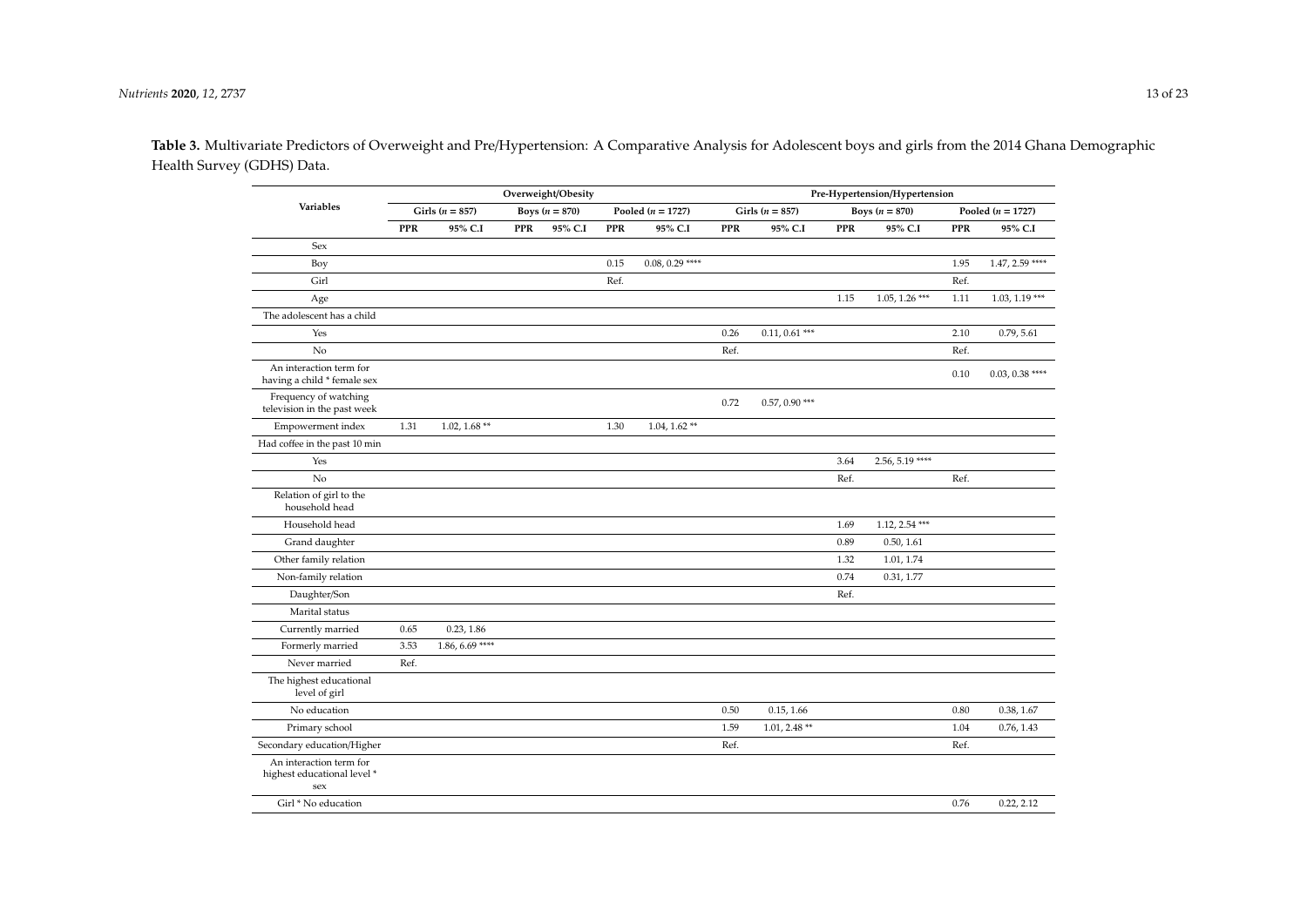**Table 3.** Multivariate Predictors of Overweight and Pre/Hypertension: A Comparative Analysis for Adolescent boys and girls from the 2014 Ghana Demographic Health Survey (GDHS) Data.

| Variables | Overweight/Obesity | | | | | | Pre-Hypertension/Hypertension | | | | | |
|---|---|---|---|---|---|---|---|---|---|---|---|---|
| | Girls ($n$ = 857) | | Boys ($n$ = 870) | | Pooled ($n$ = 1727) | | Girls ($n$ = 857) | | Boys ($n$ = 870) | | Pooled ($n$ = 1727) | |
| | PPR | 95% C.I | PPR | 95% C.I | PPR | 95% C.I | PPR | 95% C.I | PPR | 95% C.I | PPR | 95% C.I |
| Sex | | | | | | | | | | | | |
| Boy | | | | | 0.15 | 0.08, 0.29 **** | | | | | 1.95 | 1.47, 2.59 **** |
| Girl | | | | | Ref. | | | | | | Ref. | |
| Age | | | | | | | | | 1.15 | 1.05, 1.26 *** | 1.11 | 1.03, 1.19 *** |
| The adolescent has a child | | | | | | | | | | | | |
| Yes | | | | | | | 0.26 | 0.11, 0.61 *** | | | 2.10 | 0.79, 5.61 |
| No | | | | | | | Ref. | | | | Ref. | |
| An interaction term for having a child * female sex | | | | | | | | | | | 0.10 | 0.03, 0.38 **** |
| Frequency of watching television in the past week | | | | | | | 0.72 | 0.57, 0.90 *** | | | | |
| Empowerment index | 1.31 | 1.02, 1.68 ** | | | 1.30 | 1.04, 1.62 ** | | | | | | |
| Had coffee in the past 10 min | | | | | | | | | | | | |
| Yes | | | | | | | | | 3.64 | 2.56, 5.19 **** | | |
| No | | | | | | | | | Ref. | | Ref. | |
| Relation of girl to the household head | | | | | | | | | | | | |
| Household head | | | | | | | | | 1.69 | 1.12, 2.54 *** | | |
| Grand daughter | | | | | | | | | 0.89 | 0.50, 1.61 | | |
| Other family relation | | | | | | | | | 1.32 | 1.01, 1.74 | | |
| Non-family relation | | | | | | | | | 0.74 | 0.31, 1.77 | | |
| Daughter/Son | | | | | | | | | Ref. | | | |
| Marital status | | | | | | | | | | | | |
| Currently married | 0.65 | 0.23, 1.86 | | | | | | | | | | |
| Formerly married | 3.53 | 1.86, 6.69 **** | | | | | | | | | | |
| Never married | Ref. | | | | | | | | | | | |
| The highest educational level of girl | | | | | | | | | | | | |
| No education | | | | | | | 0.50 | 0.15, 1.66 | | | 0.80 | 0.38, 1.67 |
| Primary school | | | | | | | 1.59 | 1.01, 2.48 ** | | | 1.04 | 0.76, 1.43 |
| Secondary education/Higher | | | | | | | Ref. | | | | Ref. | |
| An interaction term for highest educational level * sex | | | | | | | | | | | | |
| Girl * No education | | | | | | | | | | | 0.76 | 0.22, 2.12 |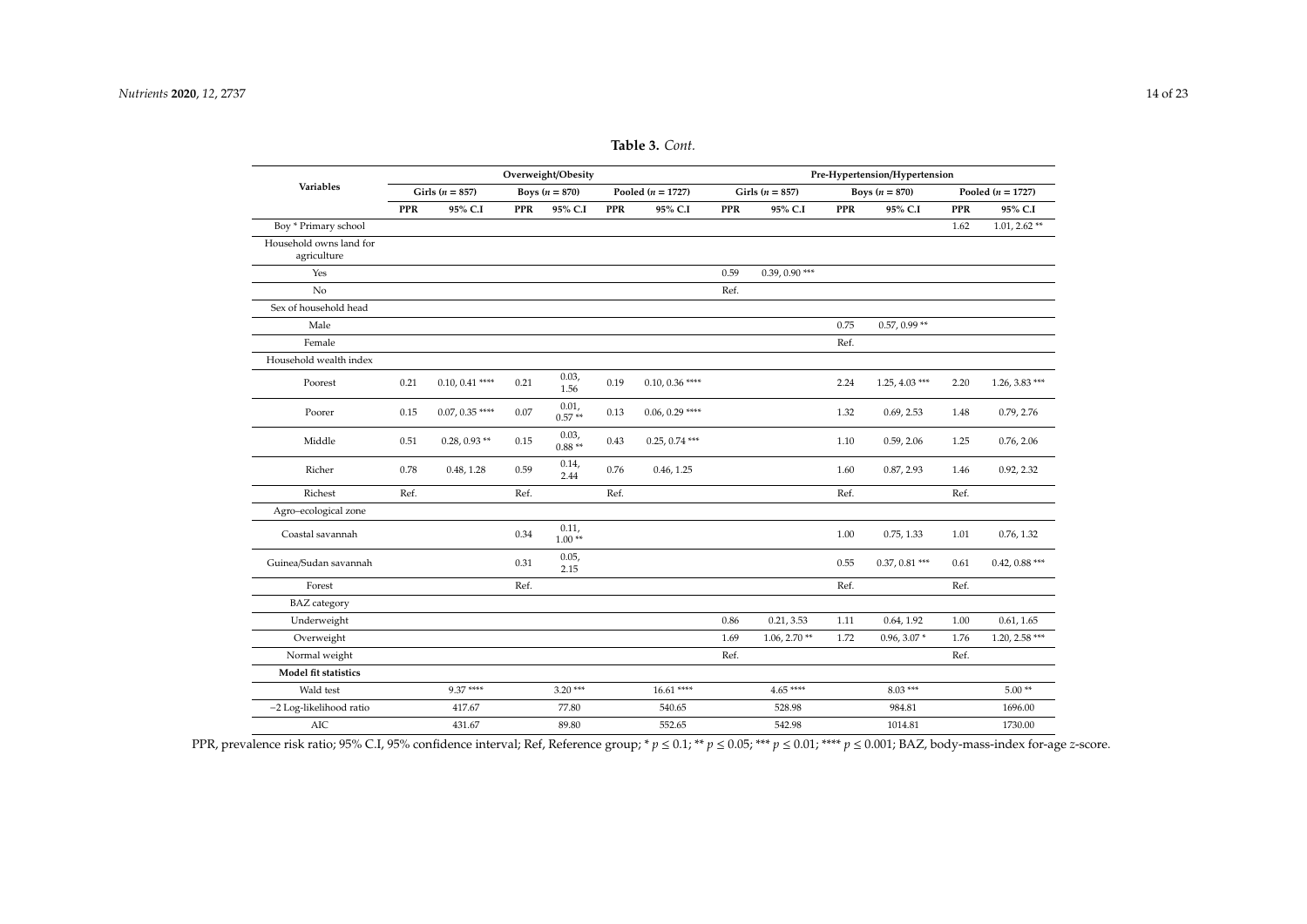**Table 3.** *Cont.*

| Variables | Overweight/Obesity | | | | | | Pre-Hypertension/Hypertension | | | | | |
|---|---|---|---|---|---|---|---|---|---|---|---|---|
| | Girls (*n* = 857) | | Boys (*n* = 870) | | Pooled (*n* = 1727) | | Girls (*n* = 857) | | Boys (*n* = 870) | | Pooled (*n* = 1727) | |
| | PPR | 95% C.I | PPR | 95% C.I | PPR | 95% C.I | PPR | 95% C.I | PPR | 95% C.I | PPR | 95% C.I |
| Boy * Primary school | | | | | | | | | | | 1.62 | 1.01, 2.62 ** |
| Household owns land for agriculture | | | | | | | | | | | | |
| Yes | | | | | | | 0.59 | 0.39, 0.90 *** | | | | |
| No | | | | | | | Ref. | | | | | |
| Sex of household head | | | | | | | | | | | | |
| Male | | | | | | | | | 0.75 | 0.57, 0.99 ** | | |
| Female | | | | | | | | | Ref. | | | |
| Household wealth index | | | | | | | | | | | | |
| Poorest | 0.21 | 0.10, 0.41 **** | 0.21 | 0.03, 1.56 | 0.19 | 0.10, 0.36 **** | | | 2.24 | 1.25, 4.03 *** | 2.20 | 1.26, 3.83 *** |
| Poorer | 0.15 | 0.07, 0.35 **** | 0.07 | 0.01, 0.57 ** | 0.13 | 0.06, 0.29 **** | | | 1.32 | 0.69, 2.53 | 1.48 | 0.79, 2.76 |
| Middle | 0.51 | 0.28, 0.93 ** | 0.15 | 0.03, 0.88 ** | 0.43 | 0.25, 0.74 *** | | | 1.10 | 0.59, 2.06 | 1.25 | 0.76, 2.06 |
| Richer | 0.78 | 0.48, 1.28 | 0.59 | 0.14, 2.44 | 0.76 | 0.46, 1.25 | | | 1.60 | 0.87, 2.93 | 1.46 | 0.92, 2.32 |
| Richest | Ref. | | Ref. | | Ref. | | | | Ref. | | Ref. | |
| Agro–ecological zone | | | | | | | | | | | | |
| Coastal savannah | | | 0.34 | 0.11, 1.00 ** | | | | | 1.00 | 0.75, 1.33 | 1.01 | 0.76, 1.32 |
| Guinea/Sudan savannah | | | 0.31 | 0.05, 2.15 | | | | | 0.55 | 0.37, 0.81 *** | 0.61 | 0.42, 0.88 *** |
| Forest | | | Ref. | | | | | | Ref. | | Ref. | |
| BAZ category | | | | | | | | | | | | |
| Underweight | | | | | | | 0.86 | 0.21, 3.53 | 1.11 | 0.64, 1.92 | 1.00 | 0.61, 1.65 |
| Overweight | | | | | | | 1.69 | 1.06, 2.70 ** | 1.72 | 0.96, 3.07 * | 1.76 | 1.20, 2.58 *** |
| Normal weight | | | | | | | Ref. | | | | Ref. | |
| **Model fit statistics** | | | | | | | | | | | | |
| Wald test | | 9.37 **** | | 3.20 *** | | 16.61 **** | | 4.65 **** | | 8.03 *** | | 5.00 ** |
| −2 Log-likelihood ratio | | 417.67 | | 77.80 | | 540.65 | | 528.98 | | 984.81 | | 1696.00 |
| AIC | | 431.67 | | 89.80 | | 552.65 | | 542.98 | | 1014.81 | | 1730.00 |

PPR, prevalence risk ratio; 95% C.I, 95% confidence interval; Ref, Reference group; * $p \leq 0.1$; ** $p \leq 0.05$; *** $p \leq 0.01$; **** $p \leq 0.001$; BAZ, body-mass-index for-age *z*-score.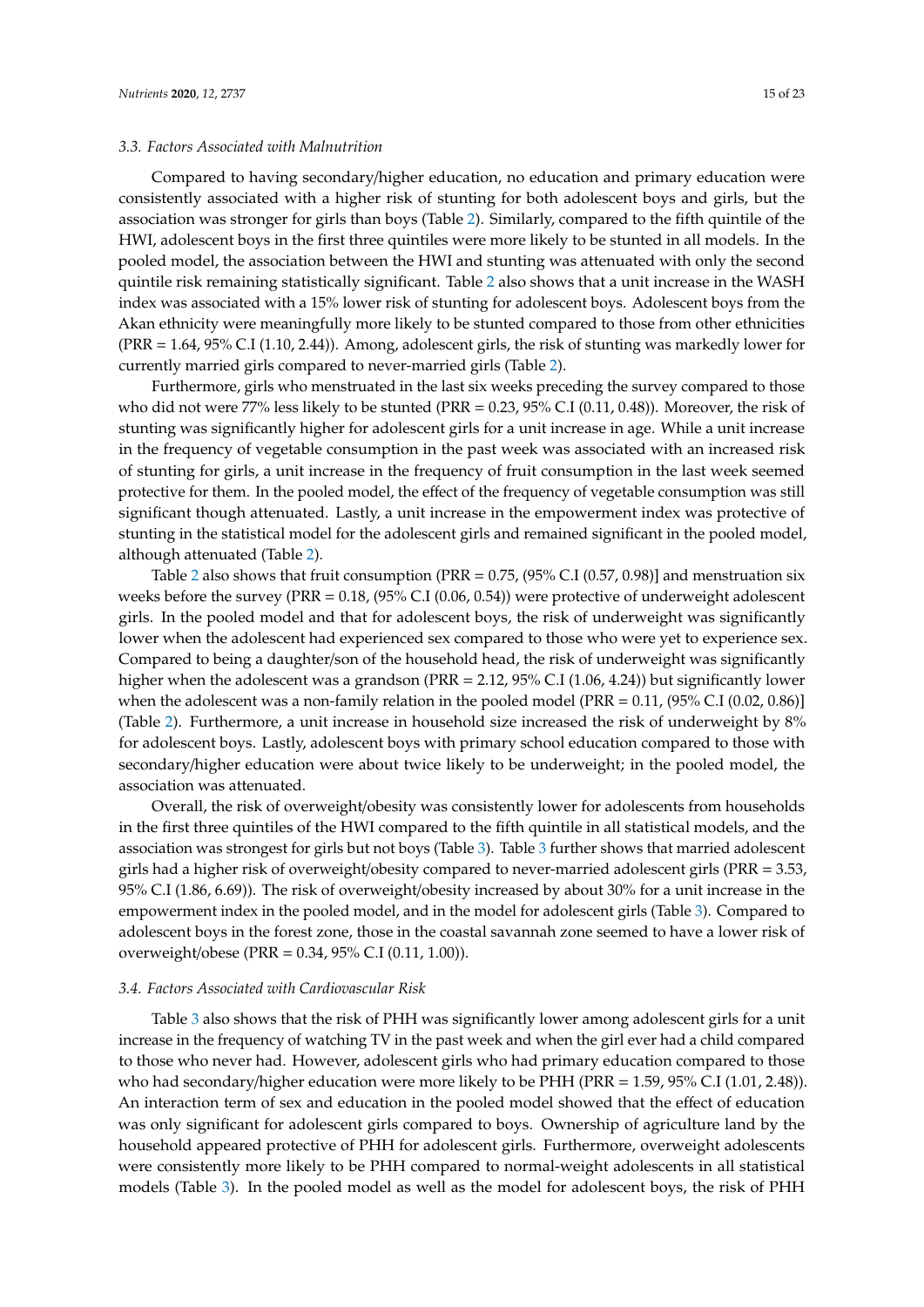### 3.3. Factors Associated with Malnutrition

Compared to having secondary/higher education, no education and primary education were consistently associated with a higher risk of stunting for both adolescent boys and girls, but the association was stronger for girls than boys (Table 2). Similarly, compared to the fifth quintile of the HWI, adolescent boys in the first three quintiles were more likely to be stunted in all models. In the pooled model, the association between the HWI and stunting was attenuated with only the second quintile risk remaining statistically significant. Table 2 also shows that a unit increase in the WASH index was associated with a 15% lower risk of stunting for adolescent boys. Adolescent boys from the Akan ethnicity were meaningfully more likely to be stunted compared to those from other ethnicities (PRR = 1.64, 95% C.I (1.10, 2.44)). Among, adolescent girls, the risk of stunting was markedly lower for currently married girls compared to never-married girls (Table 2).

Furthermore, girls who menstruated in the last six weeks preceding the survey compared to those who did not were 77% less likely to be stunted (PRR = 0.23, 95% C.I (0.11, 0.48)). Moreover, the risk of stunting was significantly higher for adolescent girls for a unit increase in age. While a unit increase in the frequency of vegetable consumption in the past week was associated with an increased risk of stunting for girls, a unit increase in the frequency of fruit consumption in the last week seemed protective for them. In the pooled model, the effect of the frequency of vegetable consumption was still significant though attenuated. Lastly, a unit increase in the empowerment index was protective of stunting in the statistical model for the adolescent girls and remained significant in the pooled model, although attenuated (Table 2).

Table 2 also shows that fruit consumption (PRR = 0.75, (95% C.I (0.57, 0.98)] and menstruation six weeks before the survey (PRR = 0.18, (95% C.I (0.06, 0.54)) were protective of underweight adolescent girls. In the pooled model and that for adolescent boys, the risk of underweight was significantly lower when the adolescent had experienced sex compared to those who were yet to experience sex. Compared to being a daughter/son of the household head, the risk of underweight was significantly higher when the adolescent was a grandson (PRR = 2.12, 95% C.I (1.06, 4.24)) but significantly lower when the adolescent was a non-family relation in the pooled model (PRR = 0.11, (95% C.I (0.02, 0.86)] (Table 2). Furthermore, a unit increase in household size increased the risk of underweight by 8% for adolescent boys. Lastly, adolescent boys with primary school education compared to those with secondary/higher education were about twice likely to be underweight; in the pooled model, the association was attenuated.

Overall, the risk of overweight/obesity was consistently lower for adolescents from households in the first three quintiles of the HWI compared to the fifth quintile in all statistical models, and the association was strongest for girls but not boys (Table 3). Table 3 further shows that married adolescent girls had a higher risk of overweight/obesity compared to never-married adolescent girls (PRR = 3.53, 95% C.I (1.86, 6.69)). The risk of overweight/obesity increased by about 30% for a unit increase in the empowerment index in the pooled model, and in the model for adolescent girls (Table 3). Compared to adolescent boys in the forest zone, those in the coastal savannah zone seemed to have a lower risk of overweight/obese (PRR = 0.34, 95% C.I (0.11, 1.00)).

### 3.4. Factors Associated with Cardiovascular Risk

Table 3 also shows that the risk of PHH was significantly lower among adolescent girls for a unit increase in the frequency of watching TV in the past week and when the girl ever had a child compared to those who never had. However, adolescent girls who had primary education compared to those who had secondary/higher education were more likely to be PHH (PRR = 1.59, 95% C.I (1.01, 2.48)). An interaction term of sex and education in the pooled model showed that the effect of education was only significant for adolescent girls compared to boys. Ownership of agriculture land by the household appeared protective of PHH for adolescent girls. Furthermore, overweight adolescents were consistently more likely to be PHH compared to normal-weight adolescents in all statistical models (Table 3). In the pooled model as well as the model for adolescent boys, the risk of PHH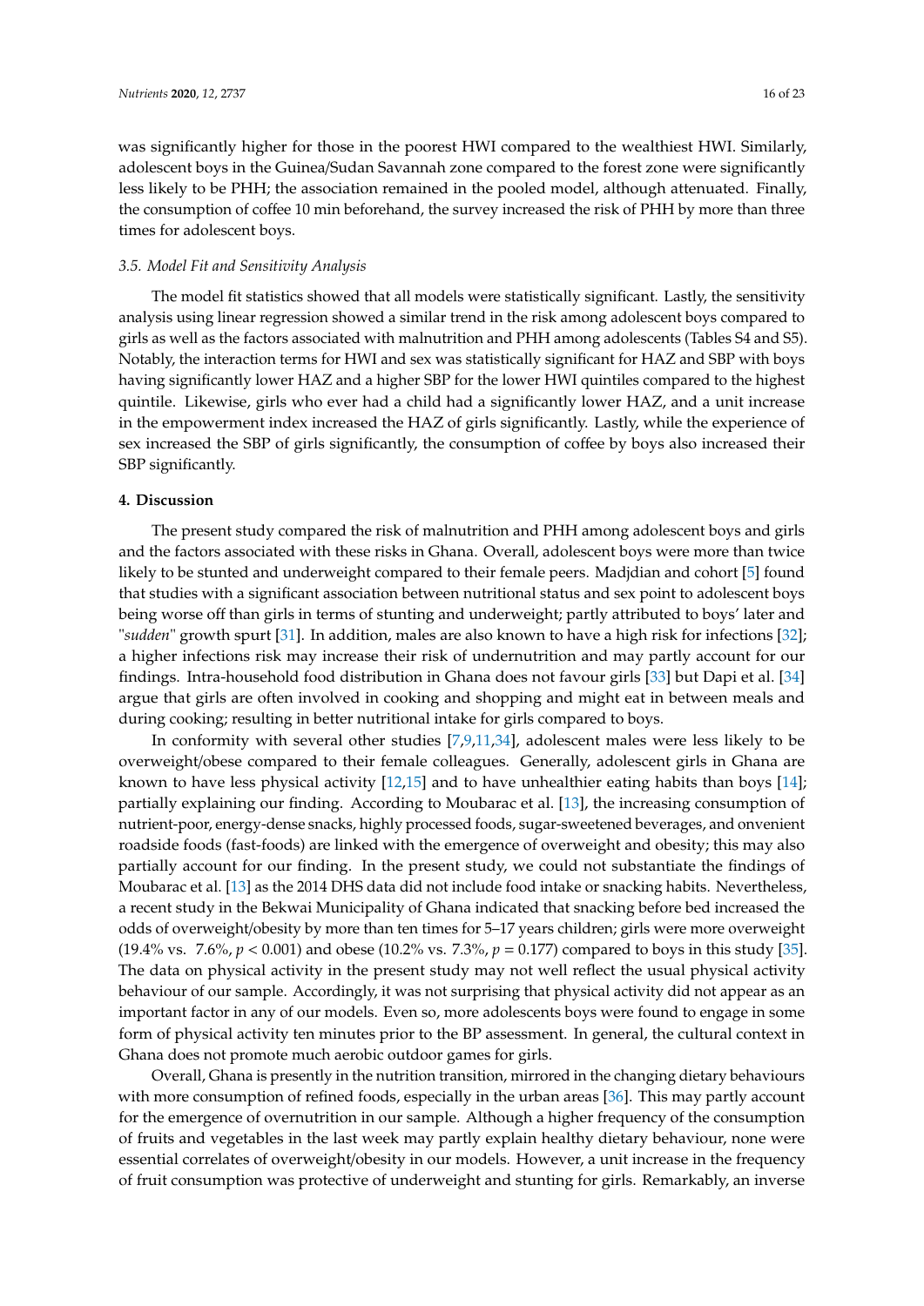was significantly higher for those in the poorest HWI compared to the wealthiest HWI. Similarly, adolescent boys in the Guinea/Sudan Savannah zone compared to the forest zone were significantly less likely to be PHH; the association remained in the pooled model, although attenuated. Finally, the consumption of coffee 10 min beforehand, the survey increased the risk of PHH by more than three times for adolescent boys.

### *3.5. Model Fit and Sensitivity Analysis*

The model fit statistics showed that all models were statistically significant. Lastly, the sensitivity analysis using linear regression showed a similar trend in the risk among adolescent boys compared to girls as well as the factors associated with malnutrition and PHH among adolescents (Tables S4 and S5). Notably, the interaction terms for HWI and sex was statistically significant for HAZ and SBP with boys having significantly lower HAZ and a higher SBP for the lower HWI quintiles compared to the highest quintile. Likewise, girls who ever had a child had a significantly lower HAZ, and a unit increase in the empowerment index increased the HAZ of girls significantly. Lastly, while the experience of sex increased the SBP of girls significantly, the consumption of coffee by boys also increased their SBP significantly.

## **4. Discussion**

The present study compared the risk of malnutrition and PHH among adolescent boys and girls and the factors associated with these risks in Ghana. Overall, adolescent boys were more than twice likely to be stunted and underweight compared to their female peers. Madjdian and cohort [5] found that studies with a significant association between nutritional status and sex point to adolescent boys being worse off than girls in terms of stunting and underweight; partly attributed to boys' later and "*sudden*" growth spurt [31]. In addition, males are also known to have a high risk for infections [32]; a higher infections risk may increase their risk of undernutrition and may partly account for our findings. Intra-household food distribution in Ghana does not favour girls [33] but Dapi et al. [34] argue that girls are often involved in cooking and shopping and might eat in between meals and during cooking; resulting in better nutritional intake for girls compared to boys.

In conformity with several other studies [7,9,11,34], adolescent males were less likely to be overweight/obese compared to their female colleagues. Generally, adolescent girls in Ghana are known to have less physical activity [12,15] and to have unhealthier eating habits than boys [14]; partially explaining our finding. According to Moubarac et al. [13], the increasing consumption of nutrient-poor, energy-dense snacks, highly processed foods, sugar-sweetened beverages, and onvenient roadside foods (fast-foods) are linked with the emergence of overweight and obesity; this may also partially account for our finding. In the present study, we could not substantiate the findings of Moubarac et al. [13] as the 2014 DHS data did not include food intake or snacking habits. Nevertheless, a recent study in the Bekwai Municipality of Ghana indicated that snacking before bed increased the odds of overweight/obesity by more than ten times for 5–17 years children; girls were more overweight (19.4% vs. 7.6%, $p < 0.001$) and obese (10.2% vs. 7.3%, $p = 0.177$) compared to boys in this study [35]. The data on physical activity in the present study may not well reflect the usual physical activity behaviour of our sample. Accordingly, it was not surprising that physical activity did not appear as an important factor in any of our models. Even so, more adolescents boys were found to engage in some form of physical activity ten minutes prior to the BP assessment. In general, the cultural context in Ghana does not promote much aerobic outdoor games for girls.

Overall, Ghana is presently in the nutrition transition, mirrored in the changing dietary behaviours with more consumption of refined foods, especially in the urban areas [36]. This may partly account for the emergence of overnutrition in our sample. Although a higher frequency of the consumption of fruits and vegetables in the last week may partly explain healthy dietary behaviour, none were essential correlates of overweight/obesity in our models. However, a unit increase in the frequency of fruit consumption was protective of underweight and stunting for girls. Remarkably, an inverse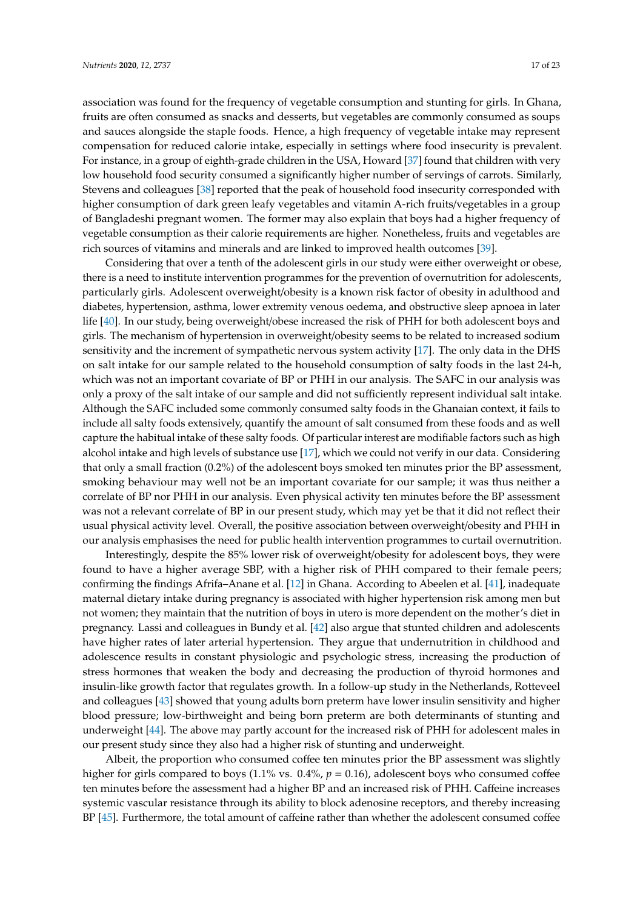association was found for the frequency of vegetable consumption and stunting for girls. In Ghana, fruits are often consumed as snacks and desserts, but vegetables are commonly consumed as soups and sauces alongside the staple foods. Hence, a high frequency of vegetable intake may represent compensation for reduced calorie intake, especially in settings where food insecurity is prevalent. For instance, in a group of eighth-grade children in the USA, Howard [37] found that children with very low household food security consumed a significantly higher number of servings of carrots. Similarly, Stevens and colleagues [38] reported that the peak of household food insecurity corresponded with higher consumption of dark green leafy vegetables and vitamin A-rich fruits/vegetables in a group of Bangladeshi pregnant women. The former may also explain that boys had a higher frequency of vegetable consumption as their calorie requirements are higher. Nonetheless, fruits and vegetables are rich sources of vitamins and minerals and are linked to improved health outcomes [39].

Considering that over a tenth of the adolescent girls in our study were either overweight or obese, there is a need to institute intervention programmes for the prevention of overnutrition for adolescents, particularly girls. Adolescent overweight/obesity is a known risk factor of obesity in adulthood and diabetes, hypertension, asthma, lower extremity venous oedema, and obstructive sleep apnoea in later life [40]. In our study, being overweight/obese increased the risk of PHH for both adolescent boys and girls. The mechanism of hypertension in overweight/obesity seems to be related to increased sodium sensitivity and the increment of sympathetic nervous system activity [17]. The only data in the DHS on salt intake for our sample related to the household consumption of salty foods in the last 24-h, which was not an important covariate of BP or PHH in our analysis. The SAFC in our analysis was only a proxy of the salt intake of our sample and did not sufficiently represent individual salt intake. Although the SAFC included some commonly consumed salty foods in the Ghanaian context, it fails to include all salty foods extensively, quantify the amount of salt consumed from these foods and as well capture the habitual intake of these salty foods. Of particular interest are modifiable factors such as high alcohol intake and high levels of substance use [17], which we could not verify in our data. Considering that only a small fraction (0.2%) of the adolescent boys smoked ten minutes prior the BP assessment, smoking behaviour may well not be an important covariate for our sample; it was thus neither a correlate of BP nor PHH in our analysis. Even physical activity ten minutes before the BP assessment was not a relevant correlate of BP in our present study, which may yet be that it did not reflect their usual physical activity level. Overall, the positive association between overweight/obesity and PHH in our analysis emphasises the need for public health intervention programmes to curtail overnutrition.

Interestingly, despite the 85% lower risk of overweight/obesity for adolescent boys, they were found to have a higher average SBP, with a higher risk of PHH compared to their female peers; confirming the findings Afrifa–Anane et al. [12] in Ghana. According to Abeelen et al. [41], inadequate maternal dietary intake during pregnancy is associated with higher hypertension risk among men but not women; they maintain that the nutrition of boys in utero is more dependent on the mother's diet in pregnancy. Lassi and colleagues in Bundy et al. [42] also argue that stunted children and adolescents have higher rates of later arterial hypertension. They argue that undernutrition in childhood and adolescence results in constant physiologic and psychologic stress, increasing the production of stress hormones that weaken the body and decreasing the production of thyroid hormones and insulin-like growth factor that regulates growth. In a follow-up study in the Netherlands, Rotteveel and colleagues [43] showed that young adults born preterm have lower insulin sensitivity and higher blood pressure; low-birthweight and being born preterm are both determinants of stunting and underweight [44]. The above may partly account for the increased risk of PHH for adolescent males in our present study since they also had a higher risk of stunting and underweight.

Albeit, the proportion who consumed coffee ten minutes prior the BP assessment was slightly higher for girls compared to boys (1.1% vs. 0.4%, $p = 0.16$), adolescent boys who consumed coffee ten minutes before the assessment had a higher BP and an increased risk of PHH. Caffeine increases systemic vascular resistance through its ability to block adenosine receptors, and thereby increasing BP [45]. Furthermore, the total amount of caffeine rather than whether the adolescent consumed coffee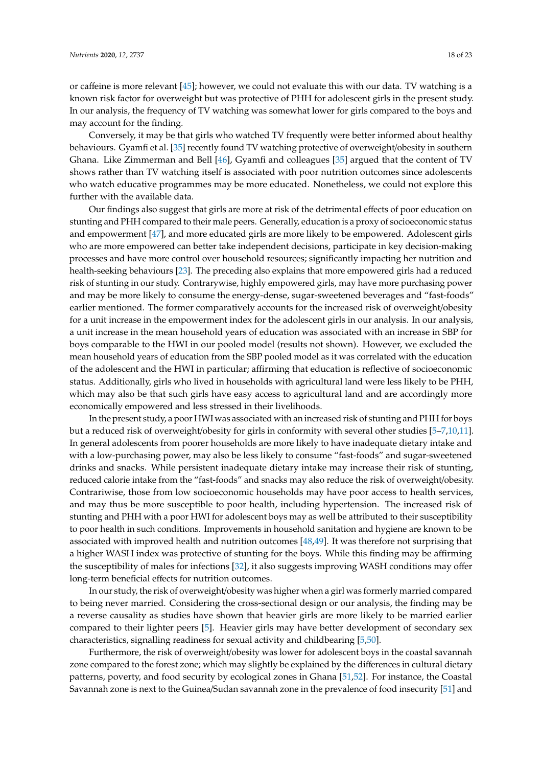or caffeine is more relevant [45]; however, we could not evaluate this with our data. TV watching is a known risk factor for overweight but was protective of PHH for adolescent girls in the present study. In our analysis, the frequency of TV watching was somewhat lower for girls compared to the boys and may account for the finding.

Conversely, it may be that girls who watched TV frequently were better informed about healthy behaviours. Gyamfi et al. [35] recently found TV watching protective of overweight/obesity in southern Ghana. Like Zimmerman and Bell [46], Gyamfi and colleagues [35] argued that the content of TV shows rather than TV watching itself is associated with poor nutrition outcomes since adolescents who watch educative programmes may be more educated. Nonetheless, we could not explore this further with the available data.

Our findings also suggest that girls are more at risk of the detrimental effects of poor education on stunting and PHH compared to their male peers. Generally, education is a proxy of socioeconomic status and empowerment [47], and more educated girls are more likely to be empowered. Adolescent girls who are more empowered can better take independent decisions, participate in key decision-making processes and have more control over household resources; significantly impacting her nutrition and health-seeking behaviours [23]. The preceding also explains that more empowered girls had a reduced risk of stunting in our study. Contrarywise, highly empowered girls, may have more purchasing power and may be more likely to consume the energy-dense, sugar-sweetened beverages and "fast-foods" earlier mentioned. The former comparatively accounts for the increased risk of overweight/obesity for a unit increase in the empowerment index for the adolescent girls in our analysis. In our analysis, a unit increase in the mean household years of education was associated with an increase in SBP for boys comparable to the HWI in our pooled model (results not shown). However, we excluded the mean household years of education from the SBP pooled model as it was correlated with the education of the adolescent and the HWI in particular; affirming that education is reflective of socioeconomic status. Additionally, girls who lived in households with agricultural land were less likely to be PHH, which may also be that such girls have easy access to agricultural land and are accordingly more economically empowered and less stressed in their livelihoods.

In the present study, a poor HWI was associated with an increased risk of stunting and PHH for boys but a reduced risk of overweight/obesity for girls in conformity with several other studies [5–7,10,11]. In general adolescents from poorer households are more likely to have inadequate dietary intake and with a low-purchasing power, may also be less likely to consume "fast-foods" and sugar-sweetened drinks and snacks. While persistent inadequate dietary intake may increase their risk of stunting, reduced calorie intake from the "fast-foods" and snacks may also reduce the risk of overweight/obesity. Contrariwise, those from low socioeconomic households may have poor access to health services, and may thus be more susceptible to poor health, including hypertension. The increased risk of stunting and PHH with a poor HWI for adolescent boys may as well be attributed to their susceptibility to poor health in such conditions. Improvements in household sanitation and hygiene are known to be associated with improved health and nutrition outcomes [48,49]. It was therefore not surprising that a higher WASH index was protective of stunting for the boys. While this finding may be affirming the susceptibility of males for infections [32], it also suggests improving WASH conditions may offer long-term beneficial effects for nutrition outcomes.

In our study, the risk of overweight/obesity was higher when a girl was formerly married compared to being never married. Considering the cross-sectional design or our analysis, the finding may be a reverse causality as studies have shown that heavier girls are more likely to be married earlier compared to their lighter peers [5]. Heavier girls may have better development of secondary sex characteristics, signalling readiness for sexual activity and childbearing [5,50].

Furthermore, the risk of overweight/obesity was lower for adolescent boys in the coastal savannah zone compared to the forest zone; which may slightly be explained by the differences in cultural dietary patterns, poverty, and food security by ecological zones in Ghana [51,52]. For instance, the Coastal Savannah zone is next to the Guinea/Sudan savannah zone in the prevalence of food insecurity [51] and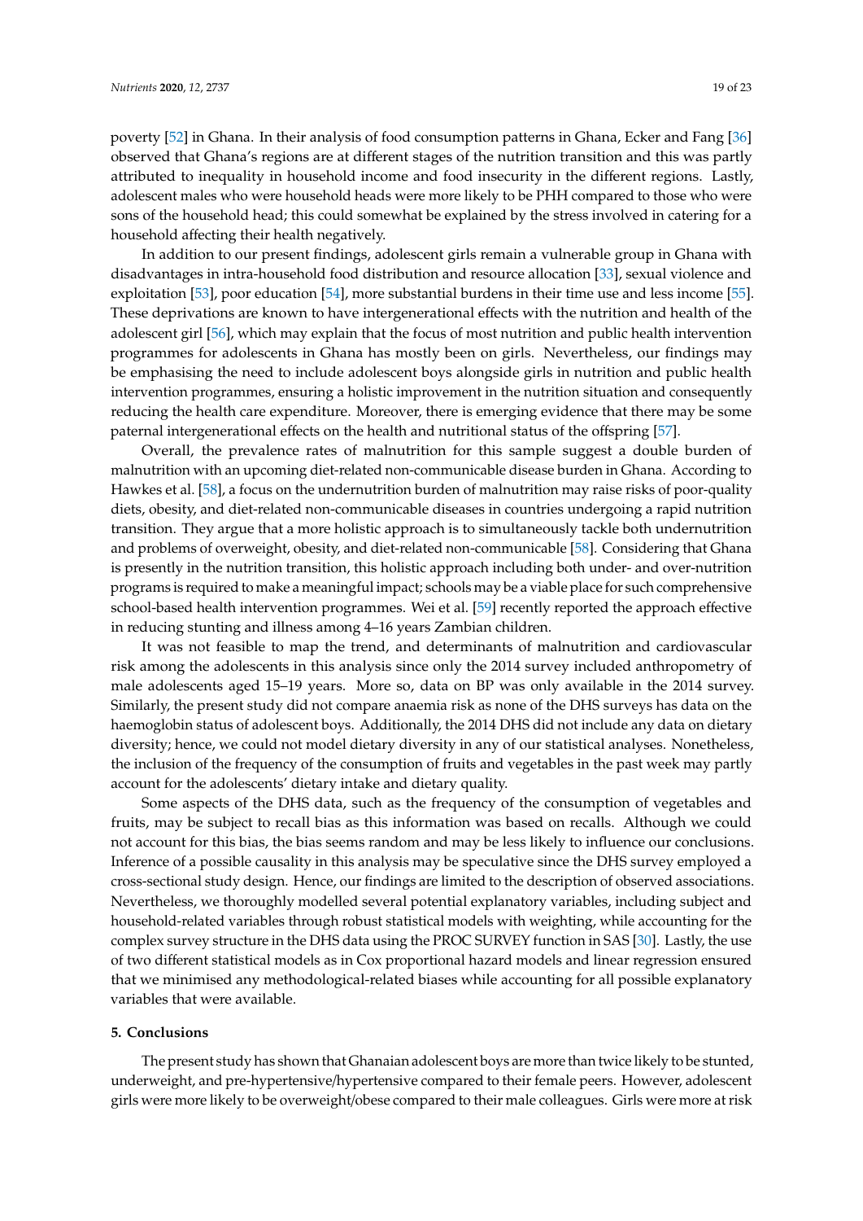poverty [52] in Ghana. In their analysis of food consumption patterns in Ghana, Ecker and Fang [36] observed that Ghana's regions are at different stages of the nutrition transition and this was partly attributed to inequality in household income and food insecurity in the different regions. Lastly, adolescent males who were household heads were more likely to be PHH compared to those who were sons of the household head; this could somewhat be explained by the stress involved in catering for a household affecting their health negatively.

In addition to our present findings, adolescent girls remain a vulnerable group in Ghana with disadvantages in intra-household food distribution and resource allocation [33], sexual violence and exploitation [53], poor education [54], more substantial burdens in their time use and less income [55]. These deprivations are known to have intergenerational effects with the nutrition and health of the adolescent girl [56], which may explain that the focus of most nutrition and public health intervention programmes for adolescents in Ghana has mostly been on girls. Nevertheless, our findings may be emphasising the need to include adolescent boys alongside girls in nutrition and public health intervention programmes, ensuring a holistic improvement in the nutrition situation and consequently reducing the health care expenditure. Moreover, there is emerging evidence that there may be some paternal intergenerational effects on the health and nutritional status of the offspring [57].

Overall, the prevalence rates of malnutrition for this sample suggest a double burden of malnutrition with an upcoming diet-related non-communicable disease burden in Ghana. According to Hawkes et al. [58], a focus on the undernutrition burden of malnutrition may raise risks of poor-quality diets, obesity, and diet-related non-communicable diseases in countries undergoing a rapid nutrition transition. They argue that a more holistic approach is to simultaneously tackle both undernutrition and problems of overweight, obesity, and diet-related non-communicable [58]. Considering that Ghana is presently in the nutrition transition, this holistic approach including both under- and over-nutrition programs is required to make a meaningful impact; schools may be a viable place for such comprehensive school-based health intervention programmes. Wei et al. [59] recently reported the approach effective in reducing stunting and illness among 4–16 years Zambian children.

It was not feasible to map the trend, and determinants of malnutrition and cardiovascular risk among the adolescents in this analysis since only the 2014 survey included anthropometry of male adolescents aged 15–19 years. More so, data on BP was only available in the 2014 survey. Similarly, the present study did not compare anaemia risk as none of the DHS surveys has data on the haemoglobin status of adolescent boys. Additionally, the 2014 DHS did not include any data on dietary diversity; hence, we could not model dietary diversity in any of our statistical analyses. Nonetheless, the inclusion of the frequency of the consumption of fruits and vegetables in the past week may partly account for the adolescents' dietary intake and dietary quality.

Some aspects of the DHS data, such as the frequency of the consumption of vegetables and fruits, may be subject to recall bias as this information was based on recalls. Although we could not account for this bias, the bias seems random and may be less likely to influence our conclusions. Inference of a possible causality in this analysis may be speculative since the DHS survey employed a cross-sectional study design. Hence, our findings are limited to the description of observed associations. Nevertheless, we thoroughly modelled several potential explanatory variables, including subject and household-related variables through robust statistical models with weighting, while accounting for the complex survey structure in the DHS data using the PROC SURVEY function in SAS [30]. Lastly, the use of two different statistical models as in Cox proportional hazard models and linear regression ensured that we minimised any methodological-related biases while accounting for all possible explanatory variables that were available.

## 5. Conclusions

The present study has shown that Ghanaian adolescent boys are more than twice likely to be stunted, underweight, and pre-hypertensive/hypertensive compared to their female peers. However, adolescent girls were more likely to be overweight/obese compared to their male colleagues. Girls were more at risk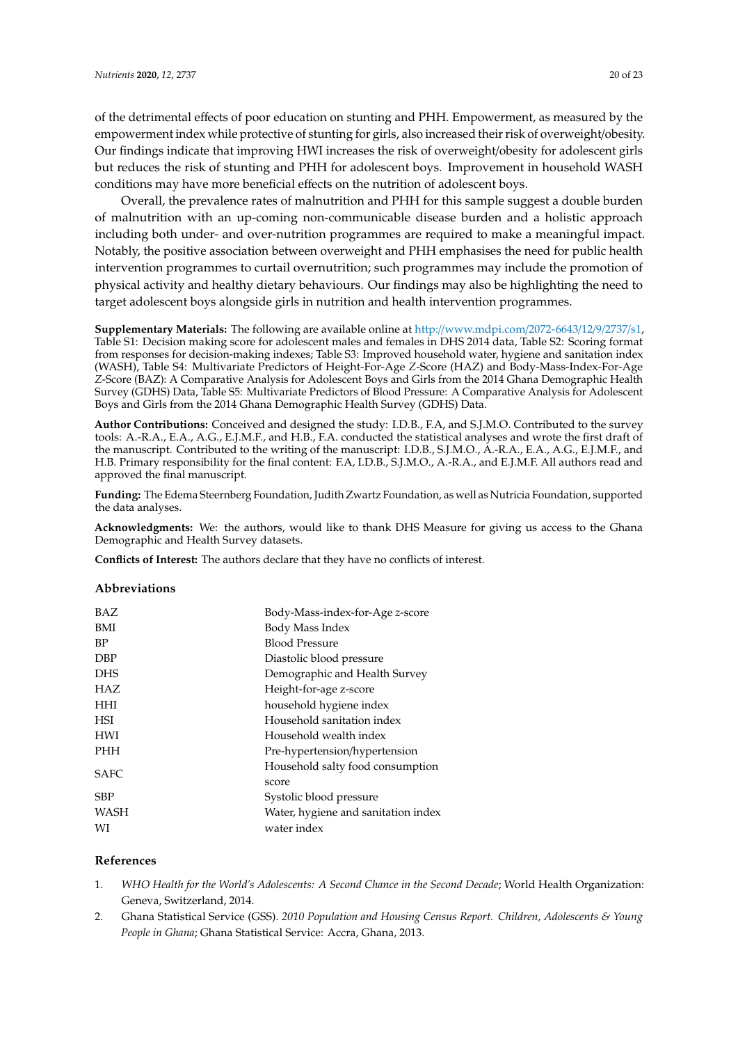of the detrimental effects of poor education on stunting and PHH. Empowerment, as measured by the empowerment index while protective of stunting for girls, also increased their risk of overweight/obesity. Our findings indicate that improving HWI increases the risk of overweight/obesity for adolescent girls but reduces the risk of stunting and PHH for adolescent boys. Improvement in household WASH conditions may have more beneficial effects on the nutrition of adolescent boys.

Overall, the prevalence rates of malnutrition and PHH for this sample suggest a double burden of malnutrition with an up-coming non-communicable disease burden and a holistic approach including both under- and over-nutrition programmes are required to make a meaningful impact. Notably, the positive association between overweight and PHH emphasises the need for public health intervention programmes to curtail overnutrition; such programmes may include the promotion of physical activity and healthy dietary behaviours. Our findings may also be highlighting the need to target adolescent boys alongside girls in nutrition and health intervention programmes.

**Supplementary Materials:** The following are available online at http://www.mdpi.com/2072-6643/12/9/2737/s1, Table S1: Decision making score for adolescent males and females in DHS 2014 data, Table S2: Scoring format from responses for decision-making indexes; Table S3: Improved household water, hygiene and sanitation index (WASH), Table S4: Multivariate Predictors of Height-For-Age Z-Score (HAZ) and Body-Mass-Index-For-Age Z-Score (BAZ): A Comparative Analysis for Adolescent Boys and Girls from the 2014 Ghana Demographic Health Survey (GDHS) Data, Table S5: Multivariate Predictors of Blood Pressure: A Comparative Analysis for Adolescent Boys and Girls from the 2014 Ghana Demographic Health Survey (GDHS) Data.

**Author Contributions:** Conceived and designed the study: I.D.B., F.A, and S.J.M.O. Contributed to the survey tools: A.-R.A., E.A., A.G., E.J.M.F., and H.B., F.A. conducted the statistical analyses and wrote the first draft of the manuscript. Contributed to the writing of the manuscript: I.D.B., S.J.M.O., A.-R.A., E.A., A.G., E.J.M.F., and H.B. Primary responsibility for the final content: F.A, I.D.B., S.J.M.O., A.-R.A., and E.J.M.F. All authors read and approved the final manuscript.

**Funding:** The Edema Steernberg Foundation, Judith Zwartz Foundation, as well as Nutricia Foundation, supported the data analyses.

**Acknowledgments:** We: the authors, would like to thank DHS Measure for giving us access to the Ghana Demographic and Health Survey datasets.

**Conflicts of Interest:** The authors declare that they have no conflicts of interest.

## Abbreviations

| | |
|---|---|
| BAZ | Body-Mass-index-for-Age *z*-score |
| BMI | Body Mass Index |
| BP | Blood Pressure |
| DBP | Diastolic blood pressure |
| DHS | Demographic and Health Survey |
| HAZ | Height-for-age z-score |
| HHI | household hygiene index |
| HSI | Household sanitation index |
| HWI | Household wealth index |
| PHH | Pre-hypertension/hypertension |
| SAFC | Household salty food consumption score |
| SBP | Systolic blood pressure |
| WASH | Water, hygiene and sanitation index |
| WI | water index |

## References

1. *WHO Health for the World's Adolescents: A Second Chance in the Second Decade*; World Health Organization: Geneva, Switzerland, 2014.
2. Ghana Statistical Service (GSS). *2010 Population and Housing Census Report. Children, Adolescents & Young People in Ghana*; Ghana Statistical Service: Accra, Ghana, 2013.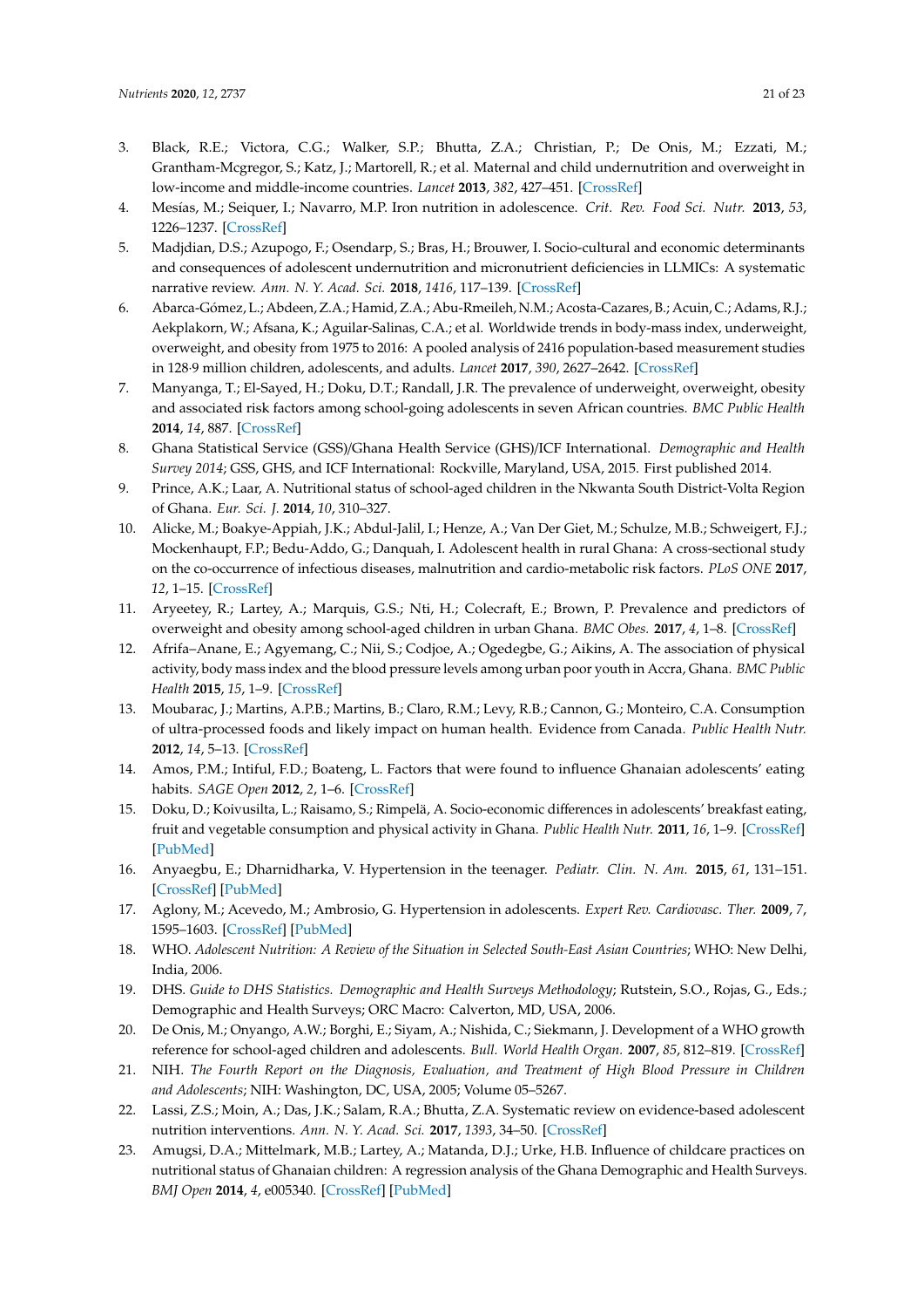3. Black, R.E.; Victora, C.G.; Walker, S.P.; Bhutta, Z.A.; Christian, P.; De Onis, M.; Ezzati, M.; Grantham-Mcgregor, S.; Katz, J.; Martorell, R.; et al. Maternal and child undernutrition and overweight in low-income and middle-income countries. *Lancet* **2013**, *382*, 427–451. [CrossRef]
4. Mesías, M.; Seiquer, I.; Navarro, M.P. Iron nutrition in adolescence. *Crit. Rev. Food Sci. Nutr.* **2013**, *53*, 1226–1237. [CrossRef]
5. Madjdian, D.S.; Azupogo, F.; Osendarp, S.; Bras, H.; Brouwer, I. Socio-cultural and economic determinants and consequences of adolescent undernutrition and micronutrient deficiencies in LLMICs: A systematic narrative review. *Ann. N. Y. Acad. Sci.* **2018**, *1416*, 117–139. [CrossRef]
6. Abarca-Gómez, L.; Abdeen, Z.A.; Hamid, Z.A.; Abu-Rmeileh, N.M.; Acosta-Cazares, B.; Acuin, C.; Adams, R.J.; Aekplakorn, W.; Afsana, K.; Aguilar-Salinas, C.A.; et al. Worldwide trends in body-mass index, underweight, overweight, and obesity from 1975 to 2016: A pooled analysis of 2416 population-based measurement studies in 128·9 million children, adolescents, and adults. *Lancet* **2017**, *390*, 2627–2642. [CrossRef]
7. Manyanga, T.; El-Sayed, H.; Doku, D.T.; Randall, J.R. The prevalence of underweight, overweight, obesity and associated risk factors among school-going adolescents in seven African countries. *BMC Public Health* **2014**, *14*, 887. [CrossRef]
8. Ghana Statistical Service (GSS)/Ghana Health Service (GHS)/ICF International. *Demographic and Health Survey 2014*; GSS, GHS, and ICF International: Rockville, Maryland, USA, 2015. First published 2014.
9. Prince, A.K.; Laar, A. Nutritional status of school-aged children in the Nkwanta South District-Volta Region of Ghana. *Eur. Sci. J.* **2014**, *10*, 310–327.
10. Alicke, M.; Boakye-Appiah, J.K.; Abdul-Jalil, I.; Henze, A.; Van Der Giet, M.; Schulze, M.B.; Schweigert, F.J.; Mockenhaupt, F.P.; Bedu-Addo, G.; Danquah, I. Adolescent health in rural Ghana: A cross-sectional study on the co-occurrence of infectious diseases, malnutrition and cardio-metabolic risk factors. *PLoS ONE* **2017**, *12*, 1–15. [CrossRef]
11. Aryeetey, R.; Lartey, A.; Marquis, G.S.; Nti, H.; Colecraft, E.; Brown, P. Prevalence and predictors of overweight and obesity among school-aged children in urban Ghana. *BMC Obes.* **2017**, *4*, 1–8. [CrossRef]
12. Afrifa–Anane, E.; Agyemang, C.; Nii, S.; Codjoe, A.; Ogedegbe, G.; Aikins, A. The association of physical activity, body mass index and the blood pressure levels among urban poor youth in Accra, Ghana. *BMC Public Health* **2015**, *15*, 1–9. [CrossRef]
13. Moubarac, J.; Martins, A.P.B.; Martins, B.; Claro, R.M.; Levy, R.B.; Cannon, G.; Monteiro, C.A. Consumption of ultra-processed foods and likely impact on human health. Evidence from Canada. *Public Health Nutr.* **2012**, *14*, 5–13. [CrossRef]
14. Amos, P.M.; Intiful, F.D.; Boateng, L. Factors that were found to influence Ghanaian adolescents' eating habits. *SAGE Open* **2012**, *2*, 1–6. [CrossRef]
15. Doku, D.; Koivusilta, L.; Raisamo, S.; Rimpelä, A. Socio-economic differences in adolescents' breakfast eating, fruit and vegetable consumption and physical activity in Ghana. *Public Health Nutr.* **2011**, *16*, 1–9. [CrossRef] [PubMed]
16. Anyaegbu, E.; Dharnidharka, V. Hypertension in the teenager. *Pediatr. Clin. N. Am.* **2015**, *61*, 131–151. [CrossRef] [PubMed]
17. Aglony, M.; Acevedo, M.; Ambrosio, G. Hypertension in adolescents. *Expert Rev. Cardiovasc. Ther.* **2009**, *7*, 1595–1603. [CrossRef] [PubMed]
18. WHO. *Adolescent Nutrition: A Review of the Situation in Selected South-East Asian Countries*; WHO: New Delhi, India, 2006.
19. DHS. *Guide to DHS Statistics. Demographic and Health Surveys Methodology*; Rutstein, S.O., Rojas, G., Eds.; Demographic and Health Surveys; ORC Macro: Calverton, MD, USA, 2006.
20. De Onis, M.; Onyango, A.W.; Borghi, E.; Siyam, A.; Nishida, C.; Siekmann, J. Development of a WHO growth reference for school-aged children and adolescents. *Bull. World Health Organ.* **2007**, *85*, 812–819. [CrossRef]
21. NIH. *The Fourth Report on the Diagnosis, Evaluation, and Treatment of High Blood Pressure in Children and Adolescents*; NIH: Washington, DC, USA, 2005; Volume 05–5267.
22. Lassi, Z.S.; Moin, A.; Das, J.K.; Salam, R.A.; Bhutta, Z.A. Systematic review on evidence-based adolescent nutrition interventions. *Ann. N. Y. Acad. Sci.* **2017**, *1393*, 34–50. [CrossRef]
23. Amugsi, D.A.; Mittelmark, M.B.; Lartey, A.; Matanda, D.J.; Urke, H.B. Influence of childcare practices on nutritional status of Ghanaian children: A regression analysis of the Ghana Demographic and Health Surveys. *BMJ Open* **2014**, *4*, e005340. [CrossRef] [PubMed]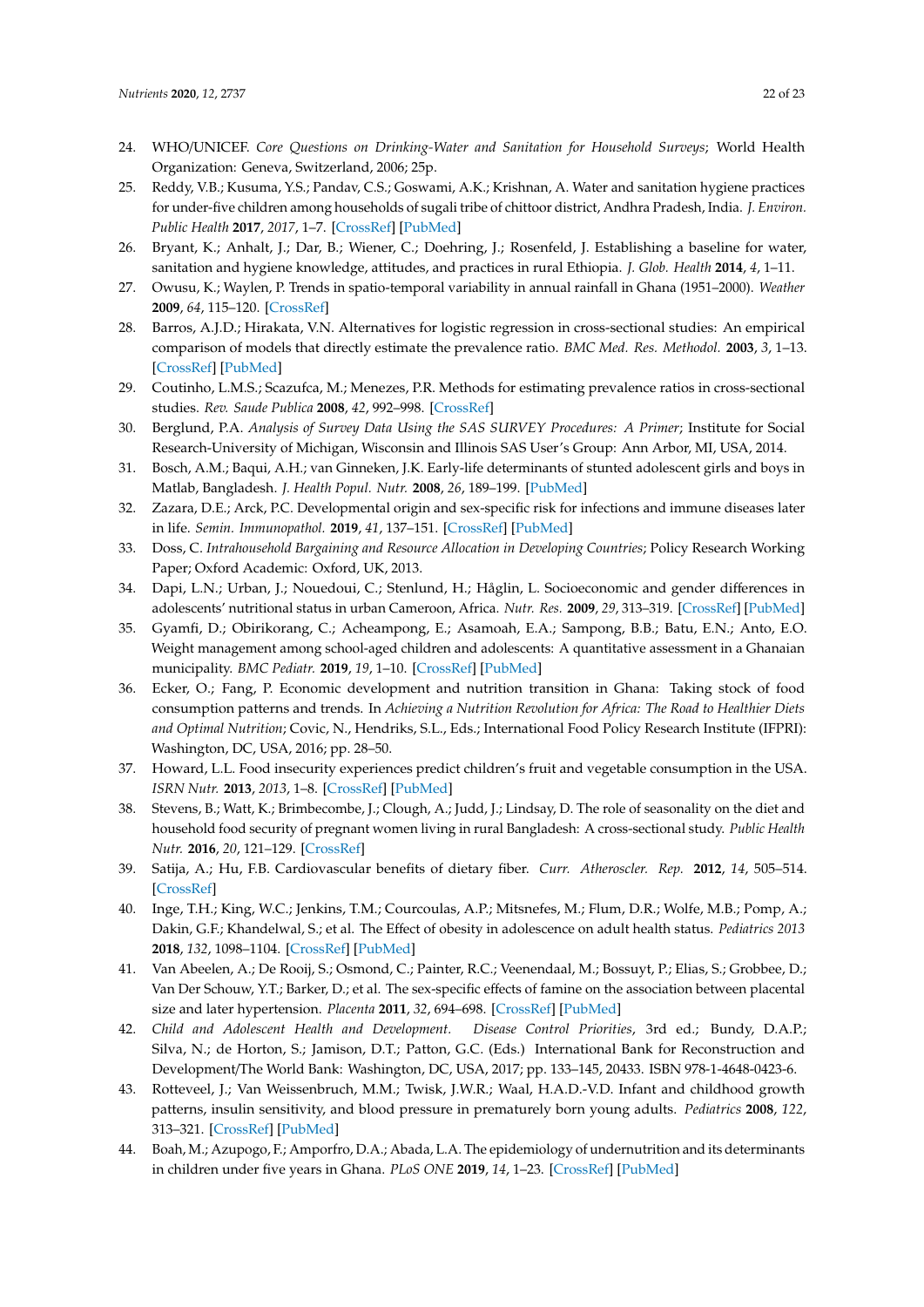24. WHO/UNICEF. *Core Questions on Drinking-Water and Sanitation for Household Surveys*; World Health Organization: Geneva, Switzerland, 2006; 25p.
25. Reddy, V.B.; Kusuma, Y.S.; Pandav, C.S.; Goswami, A.K.; Krishnan, A. Water and sanitation hygiene practices for under-five children among households of sugali tribe of chittoor district, Andhra Pradesh, India. *J. Environ. Public Health* **2017**, *2017*, 1–7. [CrossRef] [PubMed]
26. Bryant, K.; Anhalt, J.; Dar, B.; Wiener, C.; Doehring, J.; Rosenfeld, J. Establishing a baseline for water, sanitation and hygiene knowledge, attitudes, and practices in rural Ethiopia. *J. Glob. Health* **2014**, *4*, 1–11.
27. Owusu, K.; Waylen, P. Trends in spatio-temporal variability in annual rainfall in Ghana (1951–2000). *Weather* **2009**, *64*, 115–120. [CrossRef]
28. Barros, A.J.D.; Hirakata, V.N. Alternatives for logistic regression in cross-sectional studies: An empirical comparison of models that directly estimate the prevalence ratio. *BMC Med. Res. Methodol.* **2003**, *3*, 1–13. [CrossRef] [PubMed]
29. Coutinho, L.M.S.; Scazufca, M.; Menezes, P.R. Methods for estimating prevalence ratios in cross-sectional studies. *Rev. Saude Publica* **2008**, *42*, 992–998. [CrossRef]
30. Berglund, P.A. *Analysis of Survey Data Using the SAS SURVEY Procedures: A Primer*; Institute for Social Research-University of Michigan, Wisconsin and Illinois SAS User's Group: Ann Arbor, MI, USA, 2014.
31. Bosch, A.M.; Baqui, A.H.; van Ginneken, J.K. Early-life determinants of stunted adolescent girls and boys in Matlab, Bangladesh. *J. Health Popul. Nutr.* **2008**, *26*, 189–199. [PubMed]
32. Zazara, D.E.; Arck, P.C. Developmental origin and sex-specific risk for infections and immune diseases later in life. *Semin. Immunopathol.* **2019**, *41*, 137–151. [CrossRef] [PubMed]
33. Doss, C. *Intrahousehold Bargaining and Resource Allocation in Developing Countries*; Policy Research Working Paper; Oxford Academic: Oxford, UK, 2013.
34. Dapi, L.N.; Urban, J.; Nouedoui, C.; Stenlund, H.; Håglin, L. Socioeconomic and gender differences in adolescents' nutritional status in urban Cameroon, Africa. *Nutr. Res.* **2009**, *29*, 313–319. [CrossRef] [PubMed]
35. Gyamfi, D.; Obirikorang, C.; Acheampong, E.; Asamoah, E.A.; Sampong, B.B.; Batu, E.N.; Anto, E.O. Weight management among school-aged children and adolescents: A quantitative assessment in a Ghanaian municipality. *BMC Pediatr.* **2019**, *19*, 1–10. [CrossRef] [PubMed]
36. Ecker, O.; Fang, P. Economic development and nutrition transition in Ghana: Taking stock of food consumption patterns and trends. In *Achieving a Nutrition Revolution for Africa: The Road to Healthier Diets and Optimal Nutrition*; Covic, N., Hendriks, S.L., Eds.; International Food Policy Research Institute (IFPRI): Washington, DC, USA, 2016; pp. 28–50.
37. Howard, L.L. Food insecurity experiences predict children's fruit and vegetable consumption in the USA. *ISRN Nutr.* **2013**, *2013*, 1–8. [CrossRef] [PubMed]
38. Stevens, B.; Watt, K.; Brimbecombe, J.; Clough, A.; Judd, J.; Lindsay, D. The role of seasonality on the diet and household food security of pregnant women living in rural Bangladesh: A cross-sectional study. *Public Health Nutr.* **2016**, *20*, 121–129. [CrossRef]
39. Satija, A.; Hu, F.B. Cardiovascular benefits of dietary fiber. *Curr. Atheroscler. Rep.* **2012**, *14*, 505–514. [CrossRef]
40. Inge, T.H.; King, W.C.; Jenkins, T.M.; Courcoulas, A.P.; Mitsnefes, M.; Flum, D.R.; Wolfe, M.B.; Pomp, A.; Dakin, G.F.; Khandelwal, S.; et al. The Effect of obesity in adolescence on adult health status. *Pediatrics 2013* **2018**, *132*, 1098–1104. [CrossRef] [PubMed]
41. Van Abeelen, A.; De Rooij, S.; Osmond, C.; Painter, R.C.; Veenendaal, M.; Bossuyt, P.; Elias, S.; Grobbee, D.; Van Der Schouw, Y.T.; Barker, D.; et al. The sex-specific effects of famine on the association between placental size and later hypertension. *Placenta* **2011**, *32*, 694–698. [CrossRef] [PubMed]
42. *Child and Adolescent Health and Development. Disease Control Priorities*, 3rd ed.; Bundy, D.A.P.; Silva, N.; de Horton, S.; Jamison, D.T.; Patton, G.C. (Eds.) International Bank for Reconstruction and Development/The World Bank: Washington, DC, USA, 2017; pp. 133–145, 20433. ISBN 978-1-4648-0423-6.
43. Rotteveel, J.; Van Weissenbruch, M.M.; Twisk, J.W.R.; Waal, H.A.D.-V.D. Infant and childhood growth patterns, insulin sensitivity, and blood pressure in prematurely born young adults. *Pediatrics* **2008**, *122*, 313–321. [CrossRef] [PubMed]
44. Boah, M.; Azupogo, F.; Amporfro, D.A.; Abada, L.A. The epidemiology of undernutrition and its determinants in children under five years in Ghana. *PLoS ONE* **2019**, *14*, 1–23. [CrossRef] [PubMed]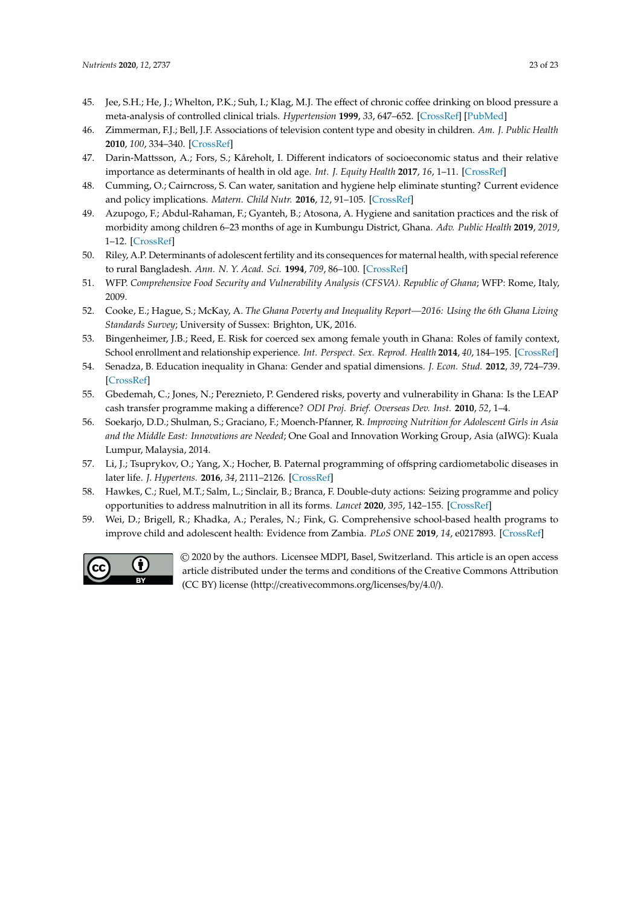45. Jee, S.H.; He, J.; Whelton, P.K.; Suh, I.; Klag, M.J. The effect of chronic coffee drinking on blood pressure a meta-analysis of controlled clinical trials. *Hypertension* **1999**, *33*, 647–652. [CrossRef] [PubMed]
46. Zimmerman, F.J.; Bell, J.F. Associations of television content type and obesity in children. *Am. J. Public Health* **2010**, *100*, 334–340. [CrossRef]
47. Darin-Mattsson, A.; Fors, S.; Kåreholt, I. Different indicators of socioeconomic status and their relative importance as determinants of health in old age. *Int. J. Equity Health* **2017**, *16*, 1–11. [CrossRef]
48. Cumming, O.; Cairncross, S. Can water, sanitation and hygiene help eliminate stunting? Current evidence and policy implications. *Matern. Child Nutr.* **2016**, *12*, 91–105. [CrossRef]
49. Azupogo, F.; Abdul-Rahaman, F.; Gyanteh, B.; Atosona, A. Hygiene and sanitation practices and the risk of morbidity among children 6–23 months of age in Kumbungu District, Ghana. *Adv. Public Health* **2019**, *2019*, 1–12. [CrossRef]
50. Riley, A.P. Determinants of adolescent fertility and its consequences for maternal health, with special reference to rural Bangladesh. *Ann. N. Y. Acad. Sci.* **1994**, *709*, 86–100. [CrossRef]
51. WFP. *Comprehensive Food Security and Vulnerability Analysis (CFSVA). Republic of Ghana*; WFP: Rome, Italy, 2009.
52. Cooke, E.; Hague, S.; McKay, A. *The Ghana Poverty and Inequality Report—2016: Using the 6th Ghana Living Standards Survey*; University of Sussex: Brighton, UK, 2016.
53. Bingenheimer, J.B.; Reed, E. Risk for coerced sex among female youth in Ghana: Roles of family context, School enrollment and relationship experience. *Int. Perspect. Sex. Reprod. Health* **2014**, *40*, 184–195. [CrossRef]
54. Senadza, B. Education inequality in Ghana: Gender and spatial dimensions. *J. Econ. Stud.* **2012**, *39*, 724–739. [CrossRef]
55. Gbedemah, C.; Jones, N.; Pereznieto, P. Gendered risks, poverty and vulnerability in Ghana: Is the LEAP cash transfer programme making a difference? *ODI Proj. Brief. Overseas Dev. Inst.* **2010**, *52*, 1–4.
56. Soekarjo, D.D.; Shulman, S.; Graciano, F.; Moench-Pfanner, R. *Improving Nutrition for Adolescent Girls in Asia and the Middle East: Innovations are Needed*; One Goal and Innovation Working Group, Asia (aIWG): Kuala Lumpur, Malaysia, 2014.
57. Li, J.; Tsuprykov, O.; Yang, X.; Hocher, B. Paternal programming of offspring cardiometabolic diseases in later life. *J. Hypertens.* **2016**, *34*, 2111–2126. [CrossRef]
58. Hawkes, C.; Ruel, M.T.; Salm, L.; Sinclair, B.; Branca, F. Double-duty actions: Seizing programme and policy opportunities to address malnutrition in all its forms. *Lancet* **2020**, *395*, 142–155. [CrossRef]
59. Wei, D.; Brigell, R.; Khadka, A.; Perales, N.; Fink, G. Comprehensive school-based health programs to improve child and adolescent health: Evidence from Zambia. *PLoS ONE* **2019**, *14*, e0217893. [CrossRef]

© 2020 by the authors. Licensee MDPI, Basel, Switzerland. This article is an open access article distributed under the terms and conditions of the Creative Commons Attribution (CC BY) license (http://creativecommons.org/licenses/by/4.0/).